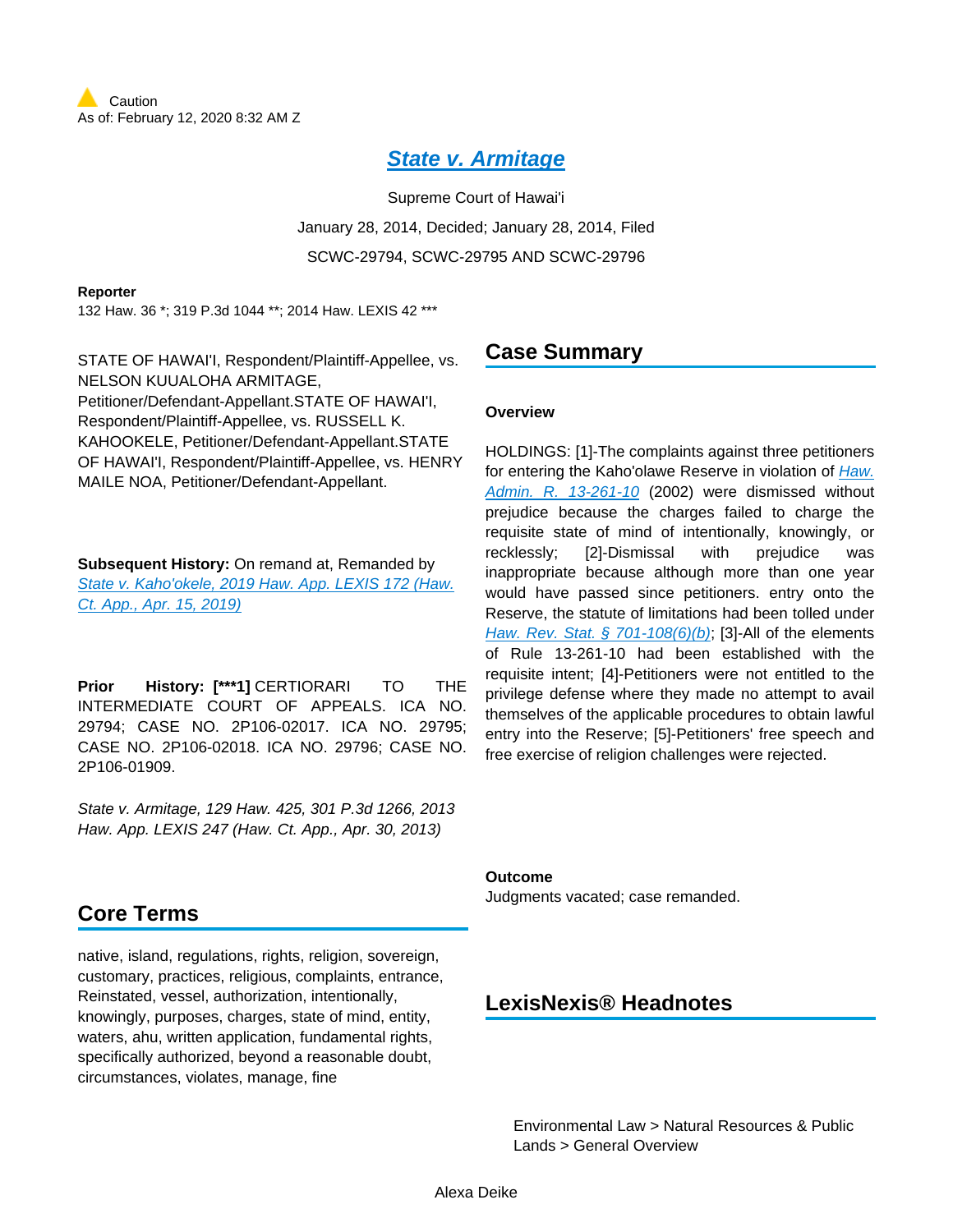Caution
As of: February 12, 2020 8:32 AM Z

# State v. Armitage

Supreme Court of Hawai'i

January 28, 2014, Decided; January 28, 2014, Filed

SCWC-29794, SCWC-29795 AND SCWC-29796

**Reporter**

132 Haw. 36 *; 319 P.3d 1044 **; 2014 Haw. LEXIS 42 ***

STATE OF HAWAI'I, Respondent/Plaintiff-Appellee, vs. NELSON KUUALOHA ARMITAGE, Petitioner/Defendant-Appellant.STATE OF HAWAI'I, Respondent/Plaintiff-Appellee, vs. RUSSELL K. KAHOOKELE, Petitioner/Defendant-Appellant.STATE OF HAWAI'I, Respondent/Plaintiff-Appellee, vs. HENRY MAILE NOA, Petitioner/Defendant-Appellant.

**Subsequent History:** On remand at, Remanded by State v. Kaho'okele, 2019 Haw. App. LEXIS 172 (Haw. Ct. App., Apr. 15, 2019)

**Prior History: [***1]** CERTIORARI TO THE INTERMEDIATE COURT OF APPEALS. ICA NO. 29794; CASE NO. 2P106-02017. ICA NO. 29795; CASE NO. 2P106-02018. ICA NO. 29796; CASE NO. 2P106-01909.

*State v. Armitage, 129 Haw. 425, 301 P.3d 1266, 2013 Haw. App. LEXIS 247 (Haw. Ct. App., Apr. 30, 2013)*

## Core Terms

native, island, regulations, rights, religion, sovereign, customary, practices, religious, charges, complaints, entrance, Reinstated, vessel, authorization, intentionally, knowingly, purposes, charges, state of mind, entity, waters, ahu, written application, fundamental rights, specifically authorized, beyond a reasonable doubt, circumstances, violates, manage, fine

## Case Summary

### Overview

HOLDINGS: [1]-The complaints against three petitioners for entering the Kaho'olawe Reserve in violation of Haw. Admin. R. 13-261-10 (2002) were dismissed without prejudice because the charges failed to charge the requisite state of mind of intentionally, knowingly, or recklessly; [2]-Dismissal with prejudice was inappropriate because although more than one year would have passed since petitioners. entry onto the Reserve, the statute of limitations had been tolled under Haw. Rev. Stat. § 701-108(6)(b); [3]-All of the elements of Rule 13-261-10 had been established with the requisite intent; [4]-Petitioners were not entitled to the privilege defense where they made no attempt to avail themselves of the applicable procedures to obtain lawful entry into the Reserve; [5]-Petitioners' free speech and free exercise of religion challenges were rejected.

### Outcome

Judgments vacated; case remanded.

## LexisNexis® Headnotes

Environmental Law > Natural Resources & Public Lands > General Overview

Alexa Deike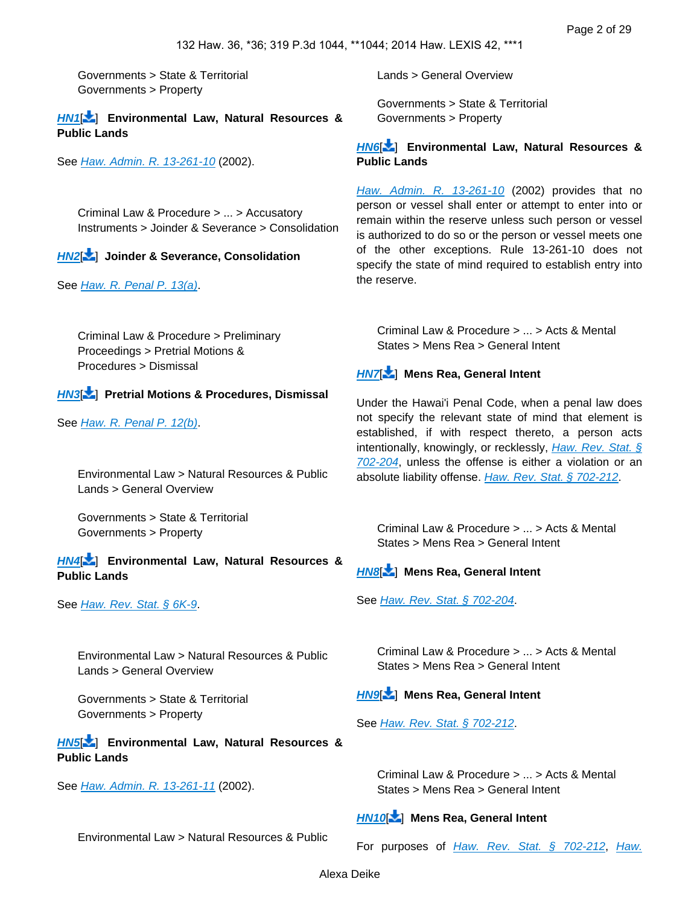Governments > State & Territorial Governments > Property

**HN1** **Environmental Law, Natural Resources & Public Lands**

See *Haw. Admin. R. 13-261-10* (2002).

Criminal Law & Procedure > ... > Accusatory Instruments > Joinder & Severance > Consolidation

**HN2** **Joinder & Severance, Consolidation**

See *Haw. R. Penal P. 13(a)*.

Criminal Law & Procedure > Preliminary Proceedings > Pretrial Motions & Procedures > Dismissal

**HN3** **Pretrial Motions & Procedures, Dismissal**

See *Haw. R. Penal P. 12(b)*.

Environmental Law > Natural Resources & Public Lands > General Overview

Governments > State & Territorial Governments > Property

**HN4** **Environmental Law, Natural Resources & Public Lands**

See *Haw. Rev. Stat. § 6K-9*.

Environmental Law > Natural Resources & Public Lands > General Overview

Governments > State & Territorial Governments > Property

**HN5** **Environmental Law, Natural Resources & Public Lands**

See *Haw. Admin. R. 13-261-11* (2002).

Environmental Law > Natural Resources & Public Lands > General Overview

Governments > State & Territorial Governments > Property

**HN6** **Environmental Law, Natural Resources & Public Lands**

*Haw. Admin. R. 13-261-10* (2002) provides that no person or vessel shall enter or attempt to enter into or remain within the reserve unless such person or vessel is authorized to do so or the person or vessel meets one of the other exceptions. Rule 13-261-10 does not specify the state of mind required to establish entry into the reserve.

Criminal Law & Procedure > ... > Acts & Mental States > Mens Rea > General Intent

**HN7** **Mens Rea, General Intent**

Under the Hawai'i Penal Code, when a penal law does not specify the relevant state of mind that element is established, if with respect thereto, a person acts intentionally, knowingly, or recklessly, *Haw. Rev. Stat. § 702-204*, unless the offense is either a violation or an absolute liability offense. *Haw. Rev. Stat. § 702-212*.

Criminal Law & Procedure > ... > Acts & Mental States > Mens Rea > General Intent

**HN8** **Mens Rea, General Intent**

See *Haw. Rev. Stat. § 702-204*.

Criminal Law & Procedure > ... > Acts & Mental States > Mens Rea > General Intent

**HN9** **Mens Rea, General Intent**

See *Haw. Rev. Stat. § 702-212*.

Criminal Law & Procedure > ... > Acts & Mental States > Mens Rea > General Intent

**HN10** **Mens Rea, General Intent**

For purposes of *Haw. Rev. Stat. § 702-212*, *Haw.*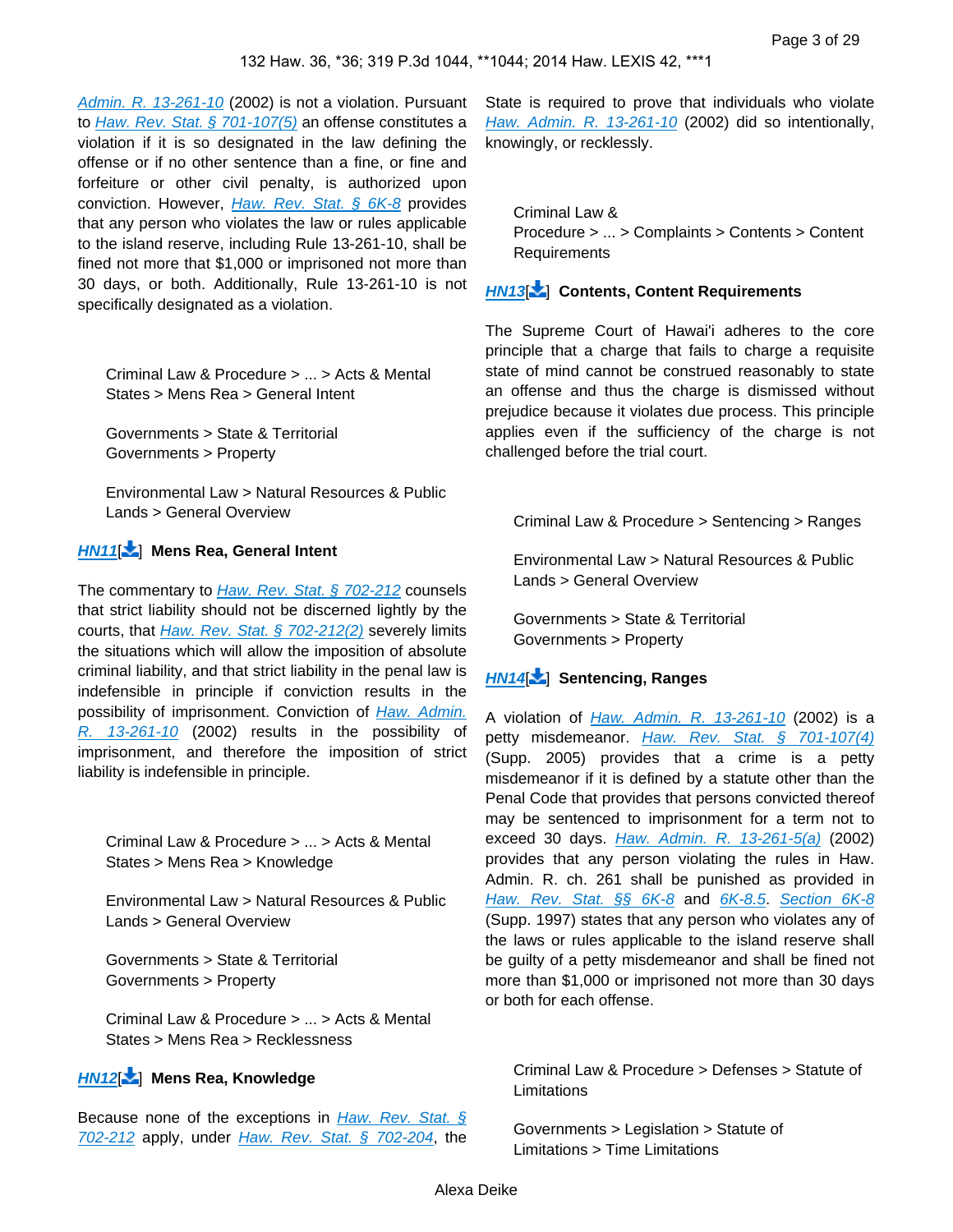Admin. R. 13-261-10 (2002) is not a violation. Pursuant to Haw. Rev. Stat. § 701-107(5) an offense constitutes a violation if it is so designated in the law defining the offense or if no other sentence than a fine, or fine and forfeiture or other civil penalty, is authorized upon conviction. However, Haw. Rev. Stat. § 6K-8 provides that any person who violates the law or rules applicable to the island reserve, including Rule 13-261-10, shall be fined not more that $1,000 or imprisoned not more than 30 days, or both. Additionally, Rule 13-261-10 is not specifically designated as a violation.

Criminal Law & Procedure > ... > Acts & Mental States > Mens Rea > General Intent

Governments > State & Territorial Governments > Property

Environmental Law > Natural Resources & Public Lands > General Overview

**HN11[] Mens Rea, General Intent**

The commentary to Haw. Rev. Stat. § 702-212 counsels that strict liability should not be discerned lightly by the courts, that Haw. Rev. Stat. § 702-212(2) severely limits the situations which will allow the imposition of absolute criminal liability, and that strict liability in the penal law is indefensible in principle if conviction results in the possibility of imprisonment. Conviction of Haw. Admin. R. 13-261-10 (2002) results in the possibility of imprisonment, and therefore the imposition of strict liability is indefensible in principle.

Criminal Law & Procedure > ... > Acts & Mental States > Mens Rea > Knowledge

Environmental Law > Natural Resources & Public Lands > General Overview

Governments > State & Territorial Governments > Property

Criminal Law & Procedure > ... > Acts & Mental States > Mens Rea > Recklessness

**HN12[] Mens Rea, Knowledge**

Because none of the exceptions in Haw. Rev. Stat. § 702-212 apply, under Haw. Rev. Stat. § 702-204, the State is required to prove that individuals who violate Haw. Admin. R. 13-261-10 (2002) did so intentionally, knowingly, or recklessly.

Criminal Law & Procedure > ... > Complaints > Contents > Content Requirements

**HN13[] Contents, Content Requirements**

The Supreme Court of Hawai'i adheres to the core principle that a charge that fails to charge a requisite state of mind cannot be construed reasonably to state an offense and thus the charge is dismissed without prejudice because it violates due process. This principle applies even if the sufficiency of the charge is not challenged before the trial court.

Criminal Law & Procedure > Sentencing > Ranges

Environmental Law > Natural Resources & Public Lands > General Overview

Governments > State & Territorial Governments > Property

**HN14[] Sentencing, Ranges**

A violation of Haw. Admin. R. 13-261-10 (2002) is a petty misdemeanor. Haw. Rev. Stat. § 701-107(4) (Supp. 2005) provides that a crime is a petty misdemeanor if it is defined by a statute other than the Penal Code that provides that persons convicted thereof may be sentenced to imprisonment for a term not to exceed 30 days. Haw. Admin. R. 13-261-5(a) (2002) provides that any person violating the rules in Haw. Admin. R. ch. 261 shall be punished as provided in Haw. Rev. Stat. §§ 6K-8 and 6K-8.5. Section 6K-8 (Supp. 1997) states that any person who violates any of the laws or rules applicable to the island reserve shall be guilty of a petty misdemeanor and shall be fined not more than $1,000 or imprisoned not more than 30 days or both for each offense.

Criminal Law & Procedure > Defenses > Statute of Limitations

Governments > Legislation > Statute of Limitations > Time Limitations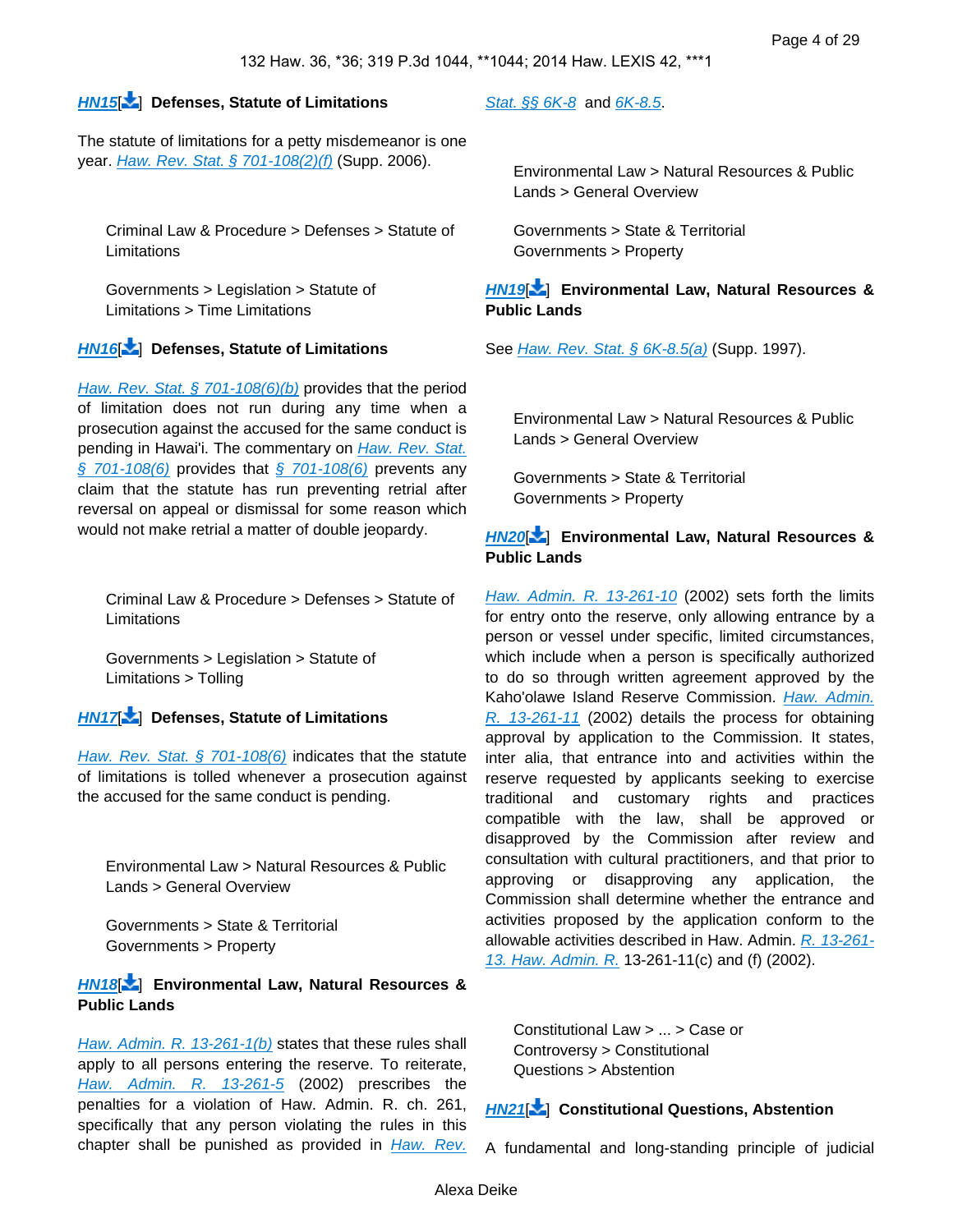**HN15** Defenses, Statute of Limitations

The statute of limitations for a petty misdemeanor is one year. Haw. Rev. Stat. § 701-108(2)(f) (Supp. 2006).

Criminal Law & Procedure > Defenses > Statute of Limitations

Governments > Legislation > Statute of Limitations > Time Limitations

**HN16** Defenses, Statute of Limitations

Haw. Rev. Stat. § 701-108(6)(b) provides that the period of limitation does not run during any time when a prosecution against the accused for the same conduct is pending in Hawai'i. The commentary on Haw. Rev. Stat. § 701-108(6) provides that § 701-108(6) prevents any claim that the statute has run preventing retrial after reversal on appeal or dismissal for some reason which would not make retrial a matter of double jeopardy.

Criminal Law & Procedure > Defenses > Statute of Limitations

Governments > Legislation > Statute of Limitations > Tolling

**HN17** Defenses, Statute of Limitations

Haw. Rev. Stat. § 701-108(6) indicates that the statute of limitations is tolled whenever a prosecution against the accused for the same conduct is pending.

Environmental Law > Natural Resources & Public Lands > General Overview

Governments > State & Territorial Governments > Property

**HN18** Environmental Law, Natural Resources & Public Lands

Haw. Admin. R. 13-261-1(b) states that these rules shall apply to all persons entering the reserve. To reiterate, Haw. Admin. R. 13-261-5 (2002) prescribes the penalties for a violation of Haw. Admin. R. ch. 261, specifically that any person violating the rules in this chapter shall be punished as provided in Haw. Rev. Stat. §§ 6K-8 and 6K-8.5.

Environmental Law > Natural Resources & Public Lands > General Overview

Governments > State & Territorial Governments > Property

**HN19** Environmental Law, Natural Resources & Public Lands

See Haw. Rev. Stat. § 6K-8.5(a) (Supp. 1997).

Environmental Law > Natural Resources & Public Lands > General Overview

Governments > State & Territorial Governments > Property

**HN20** Environmental Law, Natural Resources & Public Lands

Haw. Admin. R. 13-261-10 (2002) sets forth the limits for entry onto the reserve, only allowing entrance by a person or vessel under specific, limited circumstances, which include when a person is specifically authorized to do so through written agreement approved by the Kaho'olawe Island Reserve Commission. Haw. Admin. R. 13-261-11 (2002) details the process for obtaining approval by application to the Commission. It states, inter alia, that entrance into and activities within the reserve requested by applicants seeking to exercise traditional and customary rights and practices compatible with the law, shall be approved or disapproved by the Commission after review and consultation with cultural practitioners, and that prior to approving or disapproving any application, the Commission shall determine whether the entrance and activities proposed by the application conform to the allowable activities described in Haw. Admin. R. 13-261-13. Haw. Admin. R. 13-261-11(c) and (f) (2002).

Constitutional Law > ... > Case or Controversy > Constitutional Questions > Abstention

**HN21** Constitutional Questions, Abstention

A fundamental and long-standing principle of judicial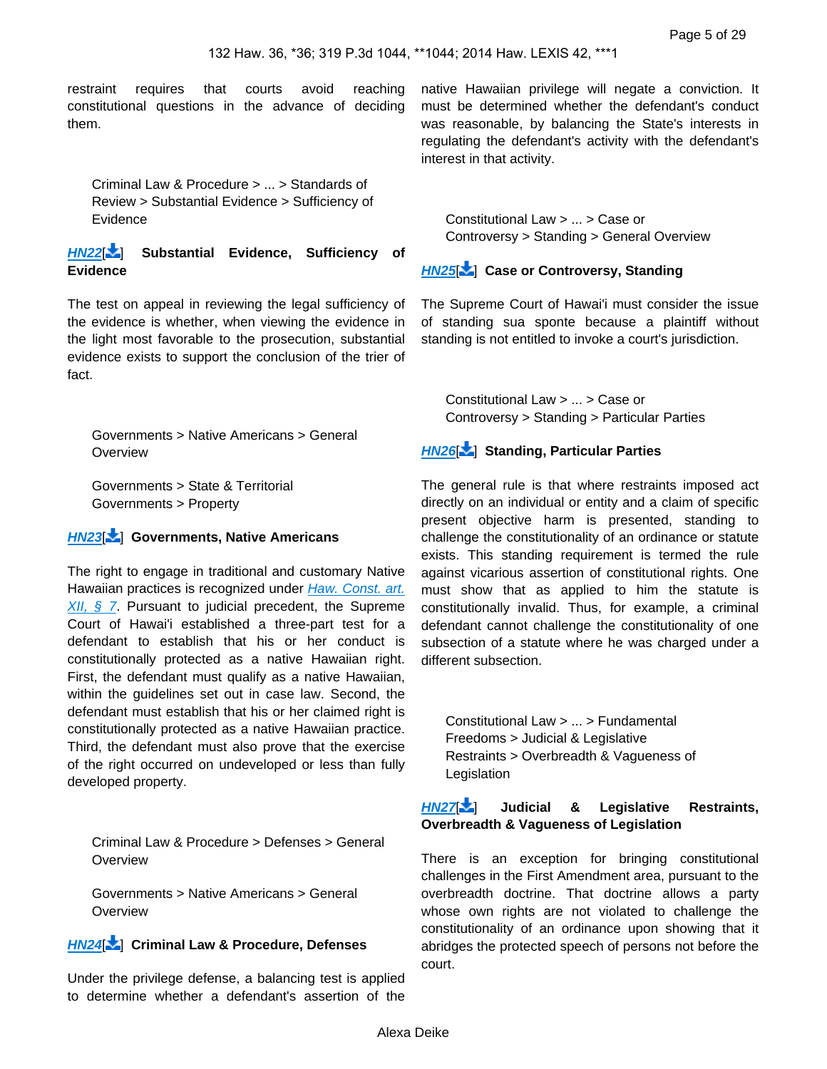restraint requires that courts avoid reaching constitutional questions in the advance of deciding them.

Criminal Law & Procedure > ... > Standards of Review > Substantial Evidence > Sufficiency of Evidence

**HN22[] Substantial Evidence, Sufficiency of Evidence**

The test on appeal in reviewing the legal sufficiency of the evidence is whether, when viewing the evidence in the light most favorable to the prosecution, substantial evidence exists to support the conclusion of the trier of fact.

Governments > Native Americans > General Overview

Governments > State & Territorial Governments > Property

**HN23[] Governments, Native Americans**

The right to engage in traditional and customary Native Hawaiian practices is recognized under *Haw. Const. art. XII, § 7*. Pursuant to judicial precedent, the Supreme Court of Hawai'i established a three-part test for a defendant to establish that his or her conduct is constitutionally protected as a native Hawaiian right. First, the defendant must qualify as a native Hawaiian, within the guidelines set out in case law. Second, the defendant must establish that his or her claimed right is constitutionally protected as a native Hawaiian practice. Third, the defendant must also prove that the exercise of the right occurred on undeveloped or less than fully developed property.

Criminal Law & Procedure > Defenses > General Overview

Governments > Native Americans > General Overview

**HN24[] Criminal Law & Procedure, Defenses**

Under the privilege defense, a balancing test is applied to determine whether a defendant's assertion of the native Hawaiian privilege will negate a conviction. It must be determined whether the defendant's conduct was reasonable, by balancing the State's interests in regulating the defendant's activity with the defendant's interest in that activity.

Constitutional Law > ... > Case or Controversy > Standing > General Overview

**HN25[] Case or Controversy, Standing**

The Supreme Court of Hawai'i must consider the issue of standing sua sponte because a plaintiff without standing is not entitled to invoke a court's jurisdiction.

Constitutional Law > ... > Case or Controversy > Standing > Particular Parties

**HN26[] Standing, Particular Parties**

The general rule is that where restraints imposed act directly on an individual or entity and a claim of specific present objective harm is presented, standing to challenge the constitutionality of an ordinance or statute exists. This standing requirement is termed the rule against vicarious assertion of constitutional rights. One must show that as applied to him the statute is constitutionally invalid. Thus, for example, a criminal defendant cannot challenge the constitutionality of one subsection of a statute where he was charged under a different subsection.

Constitutional Law > ... > Fundamental Freedoms > Judicial & Legislative Restraints > Overbreadth & Vagueness of Legislation

**HN27[] Judicial & Legislative Restraints, Overbreadth & Vagueness of Legislation**

There is an exception for bringing constitutional challenges in the First Amendment area, pursuant to the overbreadth doctrine. That doctrine allows a party whose own rights are not violated to challenge the constitutionality of an ordinance upon showing that it abridges the protected speech of persons not before the court.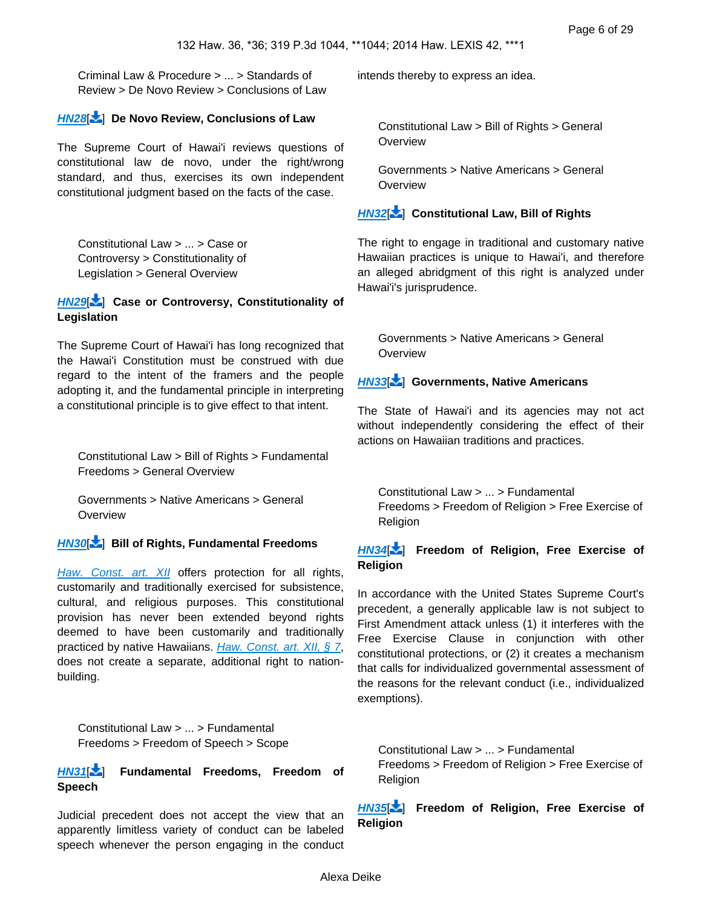Criminal Law & Procedure > ... > Standards of Review > De Novo Review > Conclusions of Law

**HN28[] De Novo Review, Conclusions of Law**

The Supreme Court of Hawai'i reviews questions of constitutional law de novo, under the right/wrong standard, and thus, exercises its own independent constitutional judgment based on the facts of the case.

Constitutional Law > ... > Case or Controversy > Constitutionality of Legislation > General Overview

**HN29[] Case or Controversy, Constitutionality of Legislation**

The Supreme Court of Hawai'i has long recognized that the Hawai'i Constitution must be construed with due regard to the intent of the framers and the people adopting it, and the fundamental principle in interpreting a constitutional principle is to give effect to that intent.

Constitutional Law > Bill of Rights > Fundamental Freedoms > General Overview

Governments > Native Americans > General Overview

**HN30[] Bill of Rights, Fundamental Freedoms**

Haw. Const. art. XII offers protection for all rights, customarily and traditionally exercised for subsistence, cultural, and religious purposes. This constitutional provision has never been extended beyond rights deemed to have been customarily and traditionally practiced by native Hawaiians. Haw. Const. art. XII, § 7, does not create a separate, additional right to nation-building.

Constitutional Law > ... > Fundamental Freedoms > Freedom of Speech > Scope

**HN31[] Fundamental Freedoms, Freedom of Speech**

Judicial precedent does not accept the view that an apparently limitless variety of conduct can be labeled speech whenever the person engaging in the conduct intends thereby to express an idea.

Constitutional Law > Bill of Rights > General Overview

Governments > Native Americans > General Overview

**HN32[] Constitutional Law, Bill of Rights**

The right to engage in traditional and customary native Hawaiian practices is unique to Hawai'i, and therefore an alleged abridgment of this right is analyzed under Hawai'i's jurisprudence.

Governments > Native Americans > General Overview

**HN33[] Governments, Native Americans**

The State of Hawai'i and its agencies may not act without independently considering the effect of their actions on Hawaiian traditions and practices.

Constitutional Law > ... > Fundamental Freedoms > Freedom of Religion > Free Exercise of Religion

**HN34[] Freedom of Religion, Free Exercise of Religion**

In accordance with the United States Supreme Court's precedent, a generally applicable law is not subject to First Amendment attack unless (1) it interferes with the Free Exercise Clause in conjunction with other constitutional protections, or (2) it creates a mechanism that calls for individualized governmental assessment of the reasons for the relevant conduct (i.e., individualized exemptions).

Constitutional Law > ... > Fundamental Freedoms > Freedom of Religion > Free Exercise of Religion

**HN35[] Freedom of Religion, Free Exercise of Religion**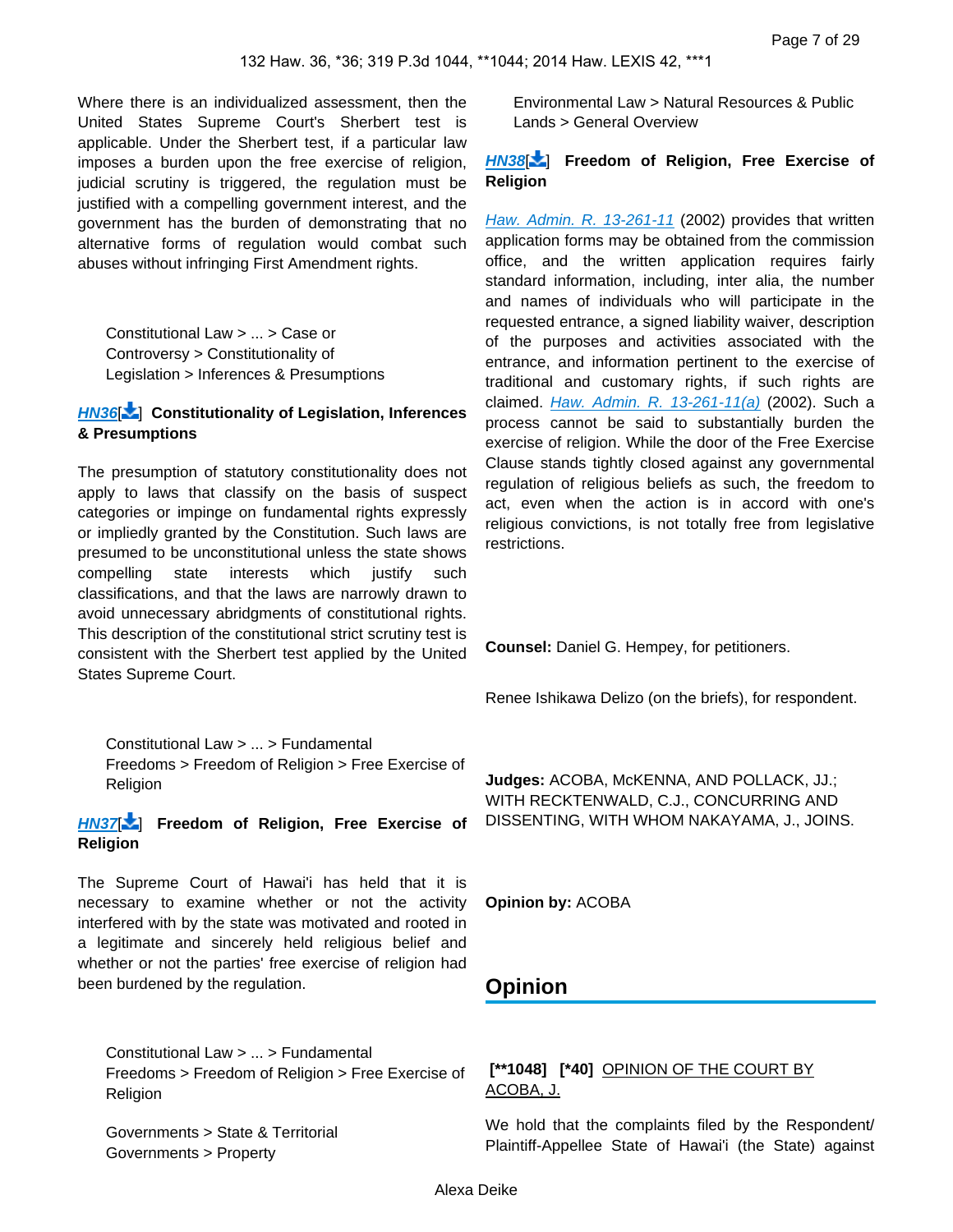Where there is an individualized assessment, then the United States Supreme Court's Sherbert test is applicable. Under the Sherbert test, if a particular law imposes a burden upon the free exercise of religion, judicial scrutiny is triggered, the regulation must be justified with a compelling government interest, and the government has the burden of demonstrating that no alternative forms of regulation would combat such abuses without infringing First Amendment rights.

Constitutional Law > ... > Case or Controversy > Constitutionality of Legislation > Inferences & Presumptions

**HN36[] Constitutionality of Legislation, Inferences & Presumptions**

The presumption of statutory constitutionality does not apply to laws that classify on the basis of suspect categories or impinge on fundamental rights expressly or impliedly granted by the Constitution. Such laws are presumed to be unconstitutional unless the state shows compelling state interests which justify such classifications, and that the laws are narrowly drawn to avoid unnecessary abridgments of constitutional rights. This description of the constitutional strict scrutiny test is consistent with the Sherbert test applied by the United States Supreme Court.

Constitutional Law > ... > Fundamental Freedoms > Freedom of Religion > Free Exercise of Religion

**HN37[] Freedom of Religion, Free Exercise of Religion**

The Supreme Court of Hawai'i has held that it is necessary to examine whether or not the activity interfered with by the state was motivated and rooted in a legitimate and sincerely held religious belief and whether or not the parties' free exercise of religion had been burdened by the regulation.

Constitutional Law > ... > Fundamental Freedoms > Freedom of Religion > Free Exercise of Religion

Governments > State & Territorial Governments > Property

Environmental Law > Natural Resources & Public Lands > General Overview

**HN38[] Freedom of Religion, Free Exercise of Religion**

*Haw. Admin. R. 13-261-11* (2002) provides that written application forms may be obtained from the commission office, and the written application requires fairly standard information, including, inter alia, the number and names of individuals who will participate in the requested entrance, a signed liability waiver, description of the purposes and activities associated with the entrance, and information pertinent to the exercise of traditional and customary rights, if such rights are claimed. *Haw. Admin. R. 13-261-11(a)* (2002). Such a process cannot be said to substantially burden the exercise of religion. While the door of the Free Exercise Clause stands tightly closed against any governmental regulation of religious beliefs as such, the freedom to act, even when the action is in accord with one's religious convictions, is not totally free from legislative restrictions.

**Counsel:** Daniel G. Hempey, for petitioners.

Renee Ishikawa Delizo (on the briefs), for respondent.

**Judges:** ACOBA, McKENNA, AND POLLACK, JJ.; WITH RECKTENWALD, C.J., CONCURRING AND DISSENTING, WITH WHOM NAKAYAMA, J., JOINS.

**Opinion by:** ACOBA

## Opinion

**[**1048] [*40]** OPINION OF THE COURT BY ACOBA, J.

We hold that the complaints filed by the Respondent/ Plaintiff-Appellee State of Hawai'i (the State) against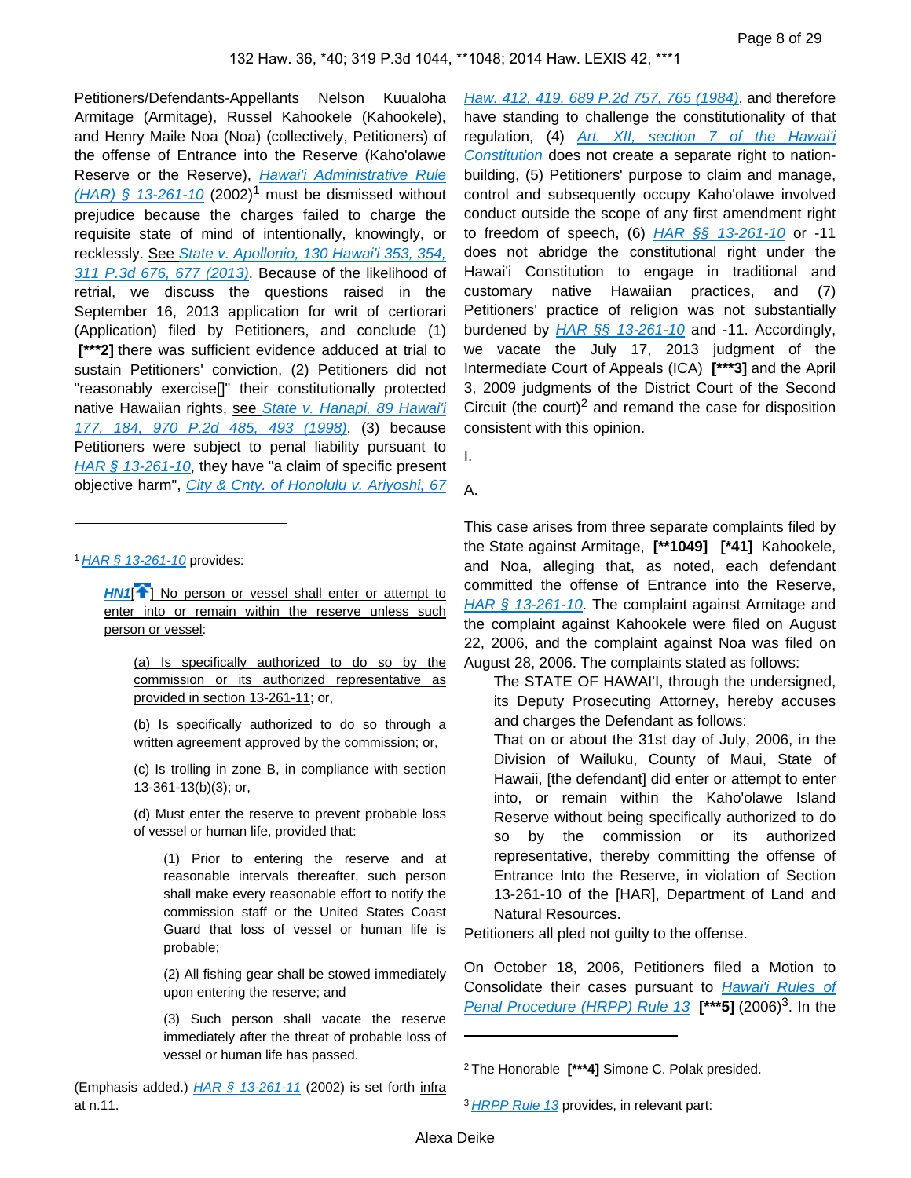Petitioners/Defendants-Appellants Nelson Kuualoha Armitage (Armitage), Russel Kahookele (Kahookele), and Henry Maile Noa (Noa) (collectively, Petitioners) of the offense of Entrance into the Reserve (Kaho'olawe Reserve or the Reserve), *Hawai'i Administrative Rule (HAR) § 13-261-10* (2002)[1] must be dismissed without prejudice because the charges failed to charge the requisite state of mind of intentionally, knowingly, or recklessly. See *State v. Apollonio, 130 Hawai'i 353, 354, 311 P.3d 676, 677 (2013)*. Because of the likelihood of retrial, we discuss the questions raised in the September 16, 2013 application for writ of certiorari (Application) filed by Petitioners, and conclude (1) **[\*\*\*2]** there was sufficient evidence adduced at trial to sustain Petitioners' conviction, (2) Petitioners did not "reasonably exercise[]" their constitutionally protected native Hawaiian rights, see *State v. Hanapi, 89 Hawai'i 177, 184, 970 P.2d 485, 493 (1998)*, (3) because Petitioners were subject to penal liability pursuant to *HAR § 13-261-10*, they have "a claim of specific present objective harm", *City & Cnty. of Honolulu v. Ariyoshi, 67 Haw. 412, 419, 689 P.2d 757, 765 (1984)*, and therefore have standing to challenge the constitutionality of that regulation, (4) *Art. XII, section 7 of the Hawai'i Constitution* does not create a separate right to nation-building, (5) Petitioners' purpose to claim and manage, control and subsequently occupy Kaho'olawe involved conduct outside the scope of any first amendment right to freedom of speech, (6) *HAR §§ 13-261-10* or -11 does not abridge the constitutional right under the Hawai'i Constitution to engage in traditional and customary native Hawaiian practices, and (7) Petitioners' practice of religion was not substantially burdened by *HAR §§ 13-261-10* and -11. Accordingly, we vacate the July 17, 2013 judgment of the Intermediate Court of Appeals (ICA) **[\*\*\*3]** and the April 3, 2009 judgments of the District Court of the Second Circuit (the court)[2] and remand the case for disposition consistent with this opinion.

I.

A.

This case arises from three separate complaints filed by the State against Armitage, **[\*\*1049]** **[\*41]** Kahookele, and Noa, alleging that, as noted, each defendant committed the offense of Entrance into the Reserve, *HAR § 13-261-10*. The complaint against Armitage and the complaint against Kahookele were filed on August 22, 2006, and the complaint against Noa was filed on August 28, 2006. The complaints stated as follows:

> The STATE OF HAWAI'I, through the undersigned, its Deputy Prosecuting Attorney, hereby accuses and charges the Defendant as follows:
>
> That on or about the 31st day of July, 2006, in the Division of Wailuku, County of Maui, State of Hawaii, [the defendant] did enter or attempt to enter into, or remain within the Kaho'olawe Island Reserve without being specifically authorized to do so by the commission or its authorized representative, thereby committing the offense of Entrance Into the Reserve, in violation of Section 13-261-10 of the [HAR], Department of Land and Natural Resources.

Petitioners all pled not guilty to the offense.

On October 18, 2006, Petitioners filed a Motion to Consolidate their cases pursuant to *Hawai'i Rules of Penal Procedure (HRPP) Rule 13* **[\*\*\*5]** (2006)[3]. In the

---

[1] *HAR § 13-261-10* provides:

> **HN1**[] No person or vessel shall enter or attempt to enter into or remain within the reserve unless such person or vessel:
>
> > (a) Is specifically authorized to do so by the commission or its authorized representative as provided in section 13-261-11; or,
> >
> > (b) Is specifically authorized to do so through a written agreement approved by the commission; or,
> >
> > (c) Is trolling in zone B, in compliance with section 13-361-13(b)(3); or,
> >
> > (d) Must enter the reserve to prevent probable loss of vessel or human life, provided that:
> >
> > > (1) Prior to entering the reserve and at reasonable intervals thereafter, such person shall make every reasonable effort to notify the commission staff or the United States Coast Guard that loss of vessel or human life is probable;
> > >
> > > (2) All fishing gear shall be stowed immediately upon entering the reserve; and
> > >
> > > (3) Such person shall vacate the reserve immediately after the threat of probable loss of vessel or human life has passed.

(Emphasis added.) *HAR § 13-261-11* (2002) is set forth infra at n.11.

[2] The Honorable **[\*\*\*4]** Simone C. Polak presided.

[3] *HRPP Rule 13* provides, in relevant part: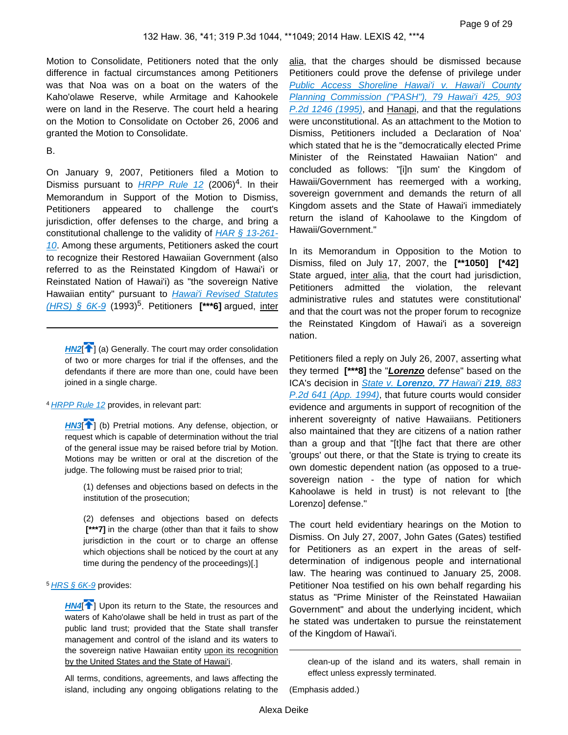Motion to Consolidate, Petitioners noted that the only difference in factual circumstances among Petitioners was that Noa was on a boat on the waters of the Kaho'olawe Reserve, while Armitage and Kahookele were on land in the Reserve. The court held a hearing on the Motion to Consolidate on October 26, 2006 and granted the Motion to Consolidate.

B.

On January 9, 2007, Petitioners filed a Motion to Dismiss pursuant to *HRPP Rule 12* (2006)[4]. In their Memorandum in Support of the Motion to Dismiss, Petitioners appeared to challenge the court's jurisdiction, offer defenses to the charge, and bring a constitutional challenge to the validity of *HAR § 13-261-10*. Among these arguments, Petitioners asked the court to recognize their Restored Hawaiian Government (also referred to as the Reinstated Kingdom of Hawai'i or Reinstated Nation of Hawai'i) as "the sovereign Native Hawaiian entity" pursuant to *Hawai'i Revised Statutes (HRS) § 6K-9* (1993)[5]. Petitioners **[***6]** argued, inter alia, that the charges should be dismissed because Petitioners could prove the defense of privilege under *Public Access Shoreline Hawai'i v. Hawai'i County Planning Commission ("PASH"), 79 Hawai'i 425, 903 P.2d 1246 (1995)*, and Hanapi, and that the regulations were unconstitutional. As an attachment to the Motion to Dismiss, Petitioners included a Declaration of Noa' which stated that he is the "democratically elected Prime Minister of the Reinstated Hawaiian Nation" and concluded as follows: "[i]n sum' the Kingdom of Hawaii/Government has reemerged with a working, sovereign government and demands the return of all Kingdom assets and the State of Hawai'i immediately return the island of Kahoolawe to the Kingdom of Hawaii/Government."

In its Memorandum in Opposition to the Motion to Dismiss, filed on July 17, 2007, the **[**1050]** **[*42]** State argued, inter alia, that the court had jurisdiction, Petitioners admitted the violation, the relevant administrative rules and statutes were constitutional' and that the court was not the proper forum to recognize the Reinstated Kingdom of Hawai'i as a sovereign nation.

Petitioners filed a reply on July 26, 2007, asserting what they termed **[***8]** the "***Lorenzo*** defense" based on the ICA's decision in *State v. **Lorenzo**, 77 Hawai'i **219**, 883 P.2d 641 (App. 1994)*, that future courts would consider evidence and arguments in support of recognition of the inherent sovereignty of native Hawaiians. Petitioners also maintained that they are citizens of a nation rather than a group and that "[t]he fact that there are other 'groups' out there, or that the State is trying to create its own domestic dependent nation (as opposed to a true-sovereign nation - the type of nation for which Kahoolawe is held in trust) is not relevant to [the Lorenzo] defense."

The court held evidentiary hearings on the Motion to Dismiss. On July 27, 2007, John Gates (Gates) testified for Petitioners as an expert in the areas of self-determination of indigenous people and international law. The hearing was continued to January 25, 2008. Petitioner Noa testified on his own behalf regarding his status as "Prime Minister of the Reinstated Hawaiian Government" and about the underlying incident, which he stated was undertaken to pursue the reinstatement of the Kingdom of Hawai'i.

---

**HN2** (a) Generally. The court may order consolidation of two or more charges for trial if the offenses, and the defendants if there are more than one, could have been joined in a single charge.

[4] *HRPP Rule 12* provides, in relevant part:

> **HN3** (b) Pretrial motions. Any defense, objection, or request which is capable of determination without the trial of the general issue may be raised before trial by Motion. Motions may be written or oral at the discretion of the judge. The following must be raised prior to trial;
>
> (1) defenses and objections based on defects in the institution of the prosecution;
>
> (2) defenses and objections based on defects **[***7]** in the charge (other than that it fails to show jurisdiction in the court or to charge an offense which objections shall be noticed by the court at any time during the pendency of the proceedings)[.]

[5] *HRS § 6K-9* provides:

> **HN4** Upon its return to the State, the resources and waters of Kaho'olawe shall be held in trust as part of the public land trust; provided that the State shall transfer management and control of the island and its waters to the sovereign native Hawaiian entity upon its recognition by the United States and the State of Hawai'i.
>
> All terms, conditions, agreements, and laws affecting the island, including any ongoing obligations relating to the clean-up of the island and its waters, shall remain in effect unless expressly terminated.

(Emphasis added.)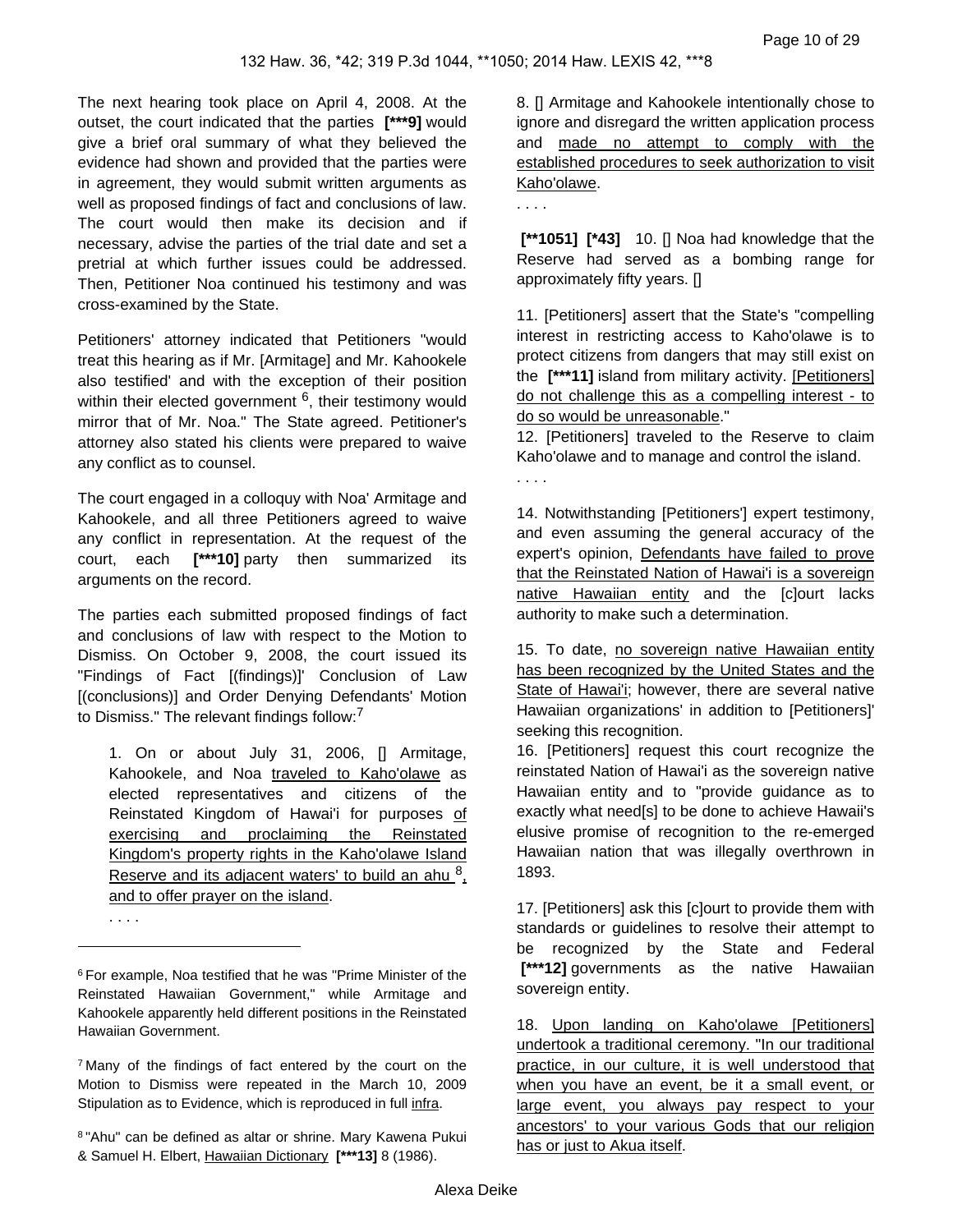The next hearing took place on April 4, 2008. At the outset, the court indicated that the parties **[***9]** would give a brief oral summary of what they believed the evidence had shown and provided that the parties were in agreement, they would submit written arguments as well as proposed findings of fact and conclusions of law. The court would then make its decision and if necessary, advise the parties of the trial date and set a pretrial at which further issues could be addressed. Then, Petitioner Noa continued his testimony and was cross-examined by the State.

Petitioners' attorney indicated that Petitioners "would treat this hearing as if Mr. [Armitage] and Mr. Kahookele also testified' and with the exception of their position within their elected government [6], their testimony would mirror that of Mr. Noa." The State agreed. Petitioner's attorney also stated his clients were prepared to waive any conflict as to counsel.

The court engaged in a colloquy with Noa' Armitage and Kahookele, and all three Petitioners agreed to waive any conflict in representation. At the request of the court, each **[***10]** party then summarized its arguments on the record.

The parties each submitted proposed findings of fact and conclusions of law with respect to the Motion to Dismiss. On October 9, 2008, the court issued its "Findings of Fact [(findings)]' Conclusion of Law [(conclusions)] and Order Denying Defendants' Motion to Dismiss." The relevant findings follow:[7]

> 1. On or about July 31, 2006, [] Armitage, Kahookele, and Noa traveled to Kaho'olawe as elected representatives and citizens of the Reinstated Kingdom of Hawai'i for purposes of exercising and proclaiming the Reinstated Kingdom's property rights in the Kaho'olawe Island Reserve and its adjacent waters' to build an ahu [8], and to offer prayer on the island.
>
> . . . .
>
> 8. [] Armitage and Kahookele intentionally chose to ignore and disregard the written application process and made no attempt to comply with the established procedures to seek authorization to visit Kaho'olawe.
>
> . . . .
>
> **[**1051] [*43]** 10. [] Noa had knowledge that the Reserve had served as a bombing range for approximately fifty years. []
>
> 11. [Petitioners] assert that the State's "compelling interest in restricting access to Kaho'olawe is to protect citizens from dangers that may still exist on the **[***11]** island from military activity. [Petitioners] do not challenge this as a compelling interest - to do so would be unreasonable."
>
> 12. [Petitioners] traveled to the Reserve to claim Kaho'olawe and to manage and control the island.
>
> . . . .
>
> 14. Notwithstanding [Petitioners'] expert testimony, and even assuming the general accuracy of the expert's opinion, Defendants have failed to prove that the Reinstated Nation of Hawai'i is a sovereign native Hawaiian entity and the [c]ourt lacks authority to make such a determination.
>
> 15. To date, no sovereign native Hawaiian entity has been recognized by the United States and the State of Hawai'i; however, there are several native Hawaiian organizations' in addition to [Petitioners]' seeking this recognition.
>
> 16. [Petitioners] request this court recognize the reinstated Nation of Hawai'i as the sovereign native Hawaiian entity and to "provide guidance as to exactly what need[s] to be done to achieve Hawaii's elusive promise of recognition to the re-emerged Hawaiian nation that was illegally overthrown in 1893.
>
> 17. [Petitioners] ask this [c]ourt to provide them with standards or guidelines to resolve their attempt to be recognized by the State and Federal **[***12]** governments as the native Hawaiian sovereign entity.
>
> 18. Upon landing on Kaho'olawe [Petitioners] undertook a traditional ceremony. "In our traditional practice, in our culture, it is well understood that when you have an event, be it a small event, or large event, you always pay respect to your ancestors' to your various Gods that our religion has or just to Akua itself.

---

[6] For example, Noa testified that he was "Prime Minister of the Reinstated Hawaiian Government," while Armitage and Kahookele apparently held different positions in the Reinstated Hawaiian Government.

[7] Many of the findings of fact entered by the court on the Motion to Dismiss were repeated in the March 10, 2009 Stipulation as to Evidence, which is reproduced in full infra.

[8] "Ahu" can be defined as altar or shrine. Mary Kawena Pukui & Samuel H. Elbert, Hawaiian Dictionary **[***13]** 8 (1986).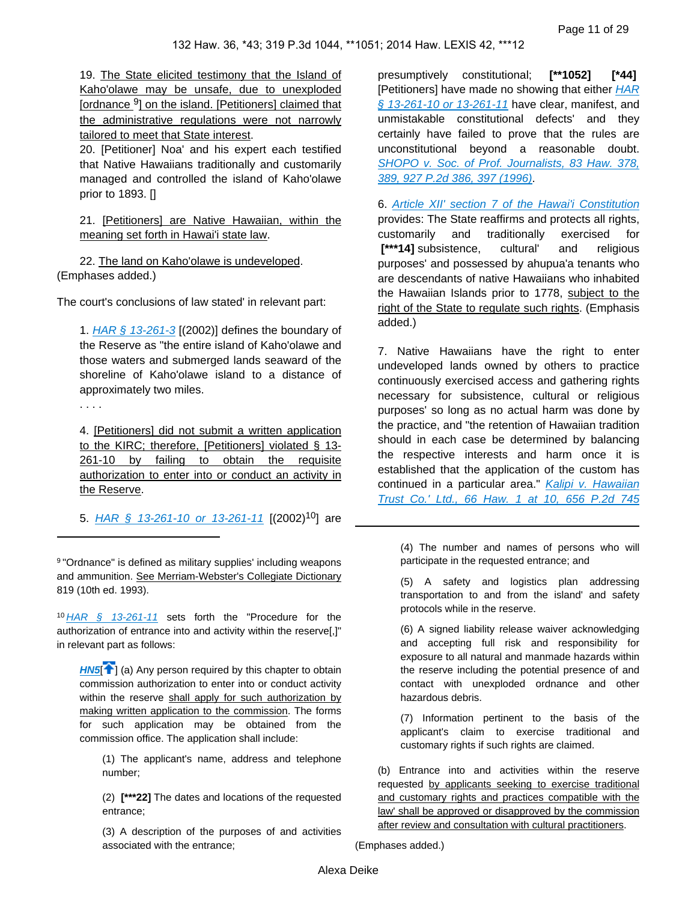19. The State elicited testimony that the Island of Kaho'olawe may be unsafe, due to unexploded [ordnance [9]] on the island. [Petitioners] claimed that the administrative regulations were not narrowly tailored to meet that State interest.

20. [Petitioner] Noa' and his expert each testified that Native Hawaiians traditionally and customarily managed and controlled the island of Kaho'olawe prior to 1893. []

21. [Petitioners] are Native Hawaiian, within the meaning set forth in Hawai'i state law.

22. The land on Kaho'olawe is undeveloped.

(Emphases added.)

The court's conclusions of law stated' in relevant part:

1. *HAR § 13-261-3* [(2002)] defines the boundary of the Reserve as "the entire island of Kaho'olawe and those waters and submerged lands seaward of the shoreline of Kaho'olawe island to a distance of approximately two miles.

. . . .

4. [Petitioners] did not submit a written application to the KIRC; therefore, [Petitioners] violated § 13-261-10 by failing to obtain the requisite authorization to enter into or conduct an activity in the Reserve.

5. *HAR § 13-261-10 or 13-261-11* [(2002)[10]] are presumptively constitutional; **[**1052] [*44]** [Petitioners] have made no showing that either *HAR § 13-261-10 or 13-261-11* have clear, manifest, and unmistakable constitutional defects' and they certainly have failed to prove that the rules are unconstitutional beyond a reasonable doubt. *SHOPO v. Soc. of Prof. Journalists, 83 Haw. 378, 389, 927 P.2d 386, 397 (1996)*.

6. *Article XII' section 7 of the Hawai'i Constitution* provides: The State reaffirms and protects all rights, customarily and traditionally exercised for **[***14]** subsistence, cultural' and religious purposes' and possessed by ahupua'a tenants who are descendants of native Hawaiians who inhabited the Hawaiian Islands prior to 1778, subject to the right of the State to regulate such rights. (Emphasis added.)

7. Native Hawaiians have the right to enter undeveloped lands owned by others to practice continuously exercised access and gathering rights necessary for subsistence, cultural or religious purposes' so long as no actual harm was done by the practice, and "the retention of Hawaiian tradition should in each case be determined by balancing the respective interests and harm once it is established that the application of the custom has continued in a particular area." *Kalipi v. Hawaiian Trust Co.' Ltd., 66 Haw. 1 at 10, 656 P.2d 745*

---

[9] "Ordnance" is defined as military supplies' including weapons and ammunition. See Merriam-Webster's Collegiate Dictionary 819 (10th ed. 1993).

[10] *HAR § 13-261-11* sets forth the "Procedure for the authorization of entrance into and activity within the reserve[,]" in relevant part as follows:

> **HN5** (a) Any person required by this chapter to obtain commission authorization to enter into or conduct activity within the reserve shall apply for such authorization by making written application to the commission. The forms for such application may be obtained from the commission office. The application shall include:
>
> (1) The applicant's name, address and telephone number;
>
> (2) **[***22]** The dates and locations of the requested entrance;
>
> (3) A description of the purposes of and activities associated with the entrance;
>
> (4) The number and names of persons who will participate in the requested entrance; and
>
> (5) A safety and logistics plan addressing transportation to and from the island' and safety protocols while in the reserve.
>
> (6) A signed liability release waiver acknowledging and accepting full risk and responsibility for exposure to all natural and manmade hazards within the reserve including the potential presence of and contact with unexploded ordnance and other hazardous debris.
>
> (7) Information pertinent to the basis of the applicant's claim to exercise traditional and customary rights if such rights are claimed.
>
> (b) Entrance into and activities within the reserve requested by applicants seeking to exercise traditional and customary rights and practices compatible with the law' shall be approved or disapproved by the commission after review and consultation with cultural practitioners.

(Emphases added.)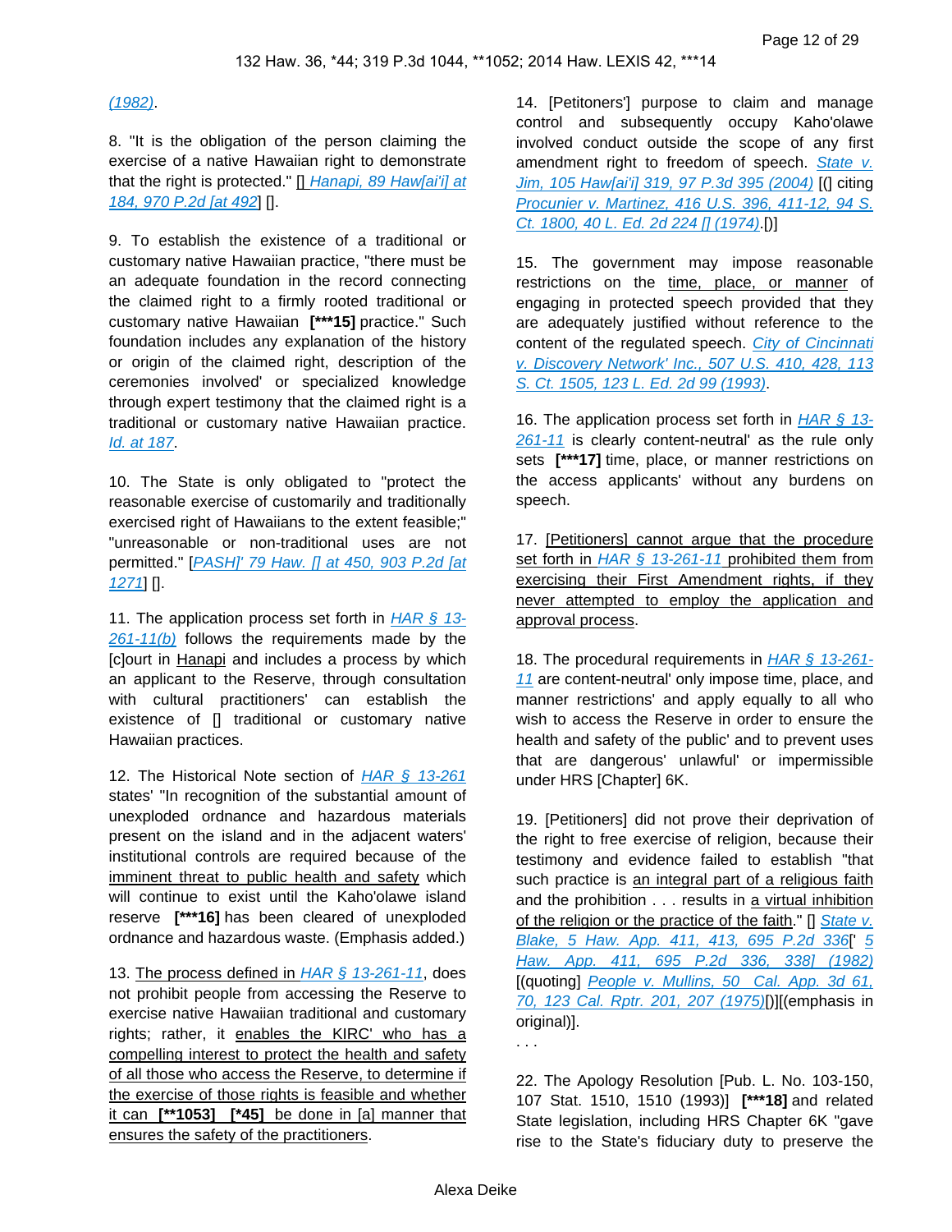(1982).

8. "It is the obligation of the person claiming the exercise of a native Hawaiian right to demonstrate that the right is protected." [] Hanapi, 89 Haw[ai'i] at 184, 970 P.2d [at 492] [].

9. To establish the existence of a traditional or customary native Hawaiian practice, "there must be an adequate foundation in the record connecting the claimed right to a firmly rooted traditional or customary native Hawaiian **[***15]** practice." Such foundation includes any explanation of the history or origin of the claimed right, description of the ceremonies involved' or specialized knowledge through expert testimony that the claimed right is a traditional or customary native Hawaiian practice. Id. at 187.

10. The State is only obligated to "protect the reasonable exercise of customarily and traditionally exercised right of Hawaiians to the extent feasible;" "unreasonable or non-traditional uses are not permitted." [PASH]' 79 Haw. [] at 450, 903 P.2d [at 1271] [].

11. The application process set forth in HAR § 13-261-11(b) follows the requirements made by the [c]ourt in Hanapi and includes a process by which an applicant to the Reserve, through consultation with cultural practitioners' can establish the existence of [] traditional or customary native Hawaiian practices.

12. The Historical Note section of HAR § 13-261 states' "In recognition of the substantial amount of unexploded ordnance and hazardous materials present on the island and in the adjacent waters' institutional controls are required because of the imminent threat to public health and safety which will continue to exist until the Kaho'olawe island reserve **[***16]** has been cleared of unexploded ordnance and hazardous waste. (Emphasis added.)

13. The process defined in HAR § 13-261-11, does not prohibit people from accessing the Reserve to exercise native Hawaiian traditional and customary rights; rather, it enables the KIRC' who has a compelling interest to protect the health and safety of all those who access the Reserve, to determine if the exercise of those rights is feasible and whether it can **[**1053]** **[*45]** be done in [a] manner that ensures the safety of the practitioners.

14. [Petitioners'] purpose to claim and manage control and subsequently occupy Kaho'olawe involved conduct outside the scope of any first amendment right to freedom of speech. State v. Jim, 105 Haw[ai'i] 319, 97 P.3d 395 (2004) [(] citing Procunier v. Martinez, 416 U.S. 396, 411-12, 94 S. Ct. 1800, 40 L. Ed. 2d 224 [] (1974).[)]

15. The government may impose reasonable restrictions on the time, place, or manner of engaging in protected speech provided that they are adequately justified without reference to the content of the regulated speech. City of Cincinnati v. Discovery Network' Inc., 507 U.S. 410, 428, 113 S. Ct. 1505, 123 L. Ed. 2d 99 (1993).

16. The application process set forth in HAR § 13-261-11 is clearly content-neutral' as the rule only sets **[***17]** time, place, or manner restrictions on the access applicants' without any burdens on speech.

17. [Petitioners] cannot argue that the procedure set forth in HAR § 13-261-11 prohibited them from exercising their First Amendment rights, if they never attempted to employ the application and approval process.

18. The procedural requirements in HAR § 13-261-11 are content-neutral' only impose time, place, and manner restrictions' and apply equally to all who wish to access the Reserve in order to ensure the health and safety of the public' and to prevent uses that are dangerous' unlawful' or impermissible under HRS [Chapter] 6K.

19. [Petitioners] did not prove their deprivation of the right to free exercise of religion, because their testimony and evidence failed to establish "that such practice is an integral part of a religious faith and the prohibition . . . results in a virtual inhibition of the religion or the practice of the faith." [] State v. Blake, 5 Haw. App. 411, 413, 695 P.2d 336[' 5 Haw. App. 411, 695 P.2d 336, 338] (1982) [(quoting] People v. Mullins, 50 Cal. App. 3d 61, 70, 123 Cal. Rptr. 201, 207 (1975)[)][(emphasis in original)].

. . .

22. The Apology Resolution [Pub. L. No. 103-150, 107 Stat. 1510, 1510 (1993)] **[***18]** and related State legislation, including HRS Chapter 6K "gave rise to the State's fiduciary duty to preserve the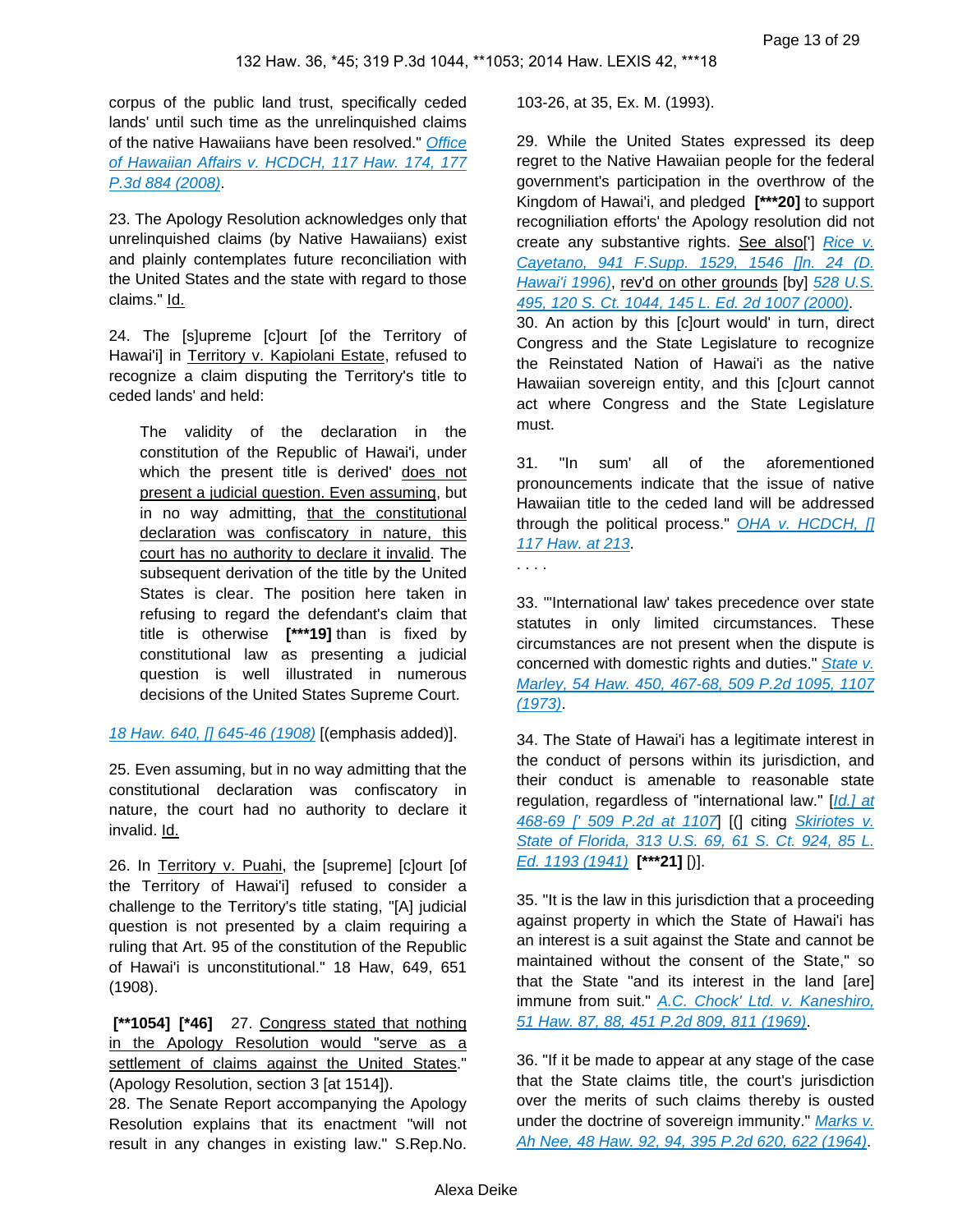corpus of the public land trust, specifically ceded lands' until such time as the unrelinquished claims of the native Hawaiians have been resolved." [Office of Hawaiian Affairs v. HCDCH, 117 Haw. 174, 177 P.3d 884 (2008)].

23. The Apology Resolution acknowledges only that unrelinquished claims (by Native Hawaiians) exist and plainly contemplates future reconciliation with the United States and the state with regard to those claims." Id.

24. The [s]upreme [c]ourt [of the Territory of Hawai'i] in Territory v. Kapiolani Estate, refused to recognize a claim disputing the Territory's title to ceded lands' and held:

> The validity of the declaration in the constitution of the Republic of Hawai'i, under which the present title is derived' does not present a judicial question. Even assuming, but in no way admitting, that the constitutional declaration was confiscatory in nature, this court has no authority to declare it invalid. The subsequent derivation of the title by the United States is clear. The position here taken in refusing to regard the defendant's claim that title is otherwise **[***19]** than is fixed by constitutional law as presenting a judicial question is well illustrated in numerous decisions of the United States Supreme Court.

[18 Haw. 640, [] 645-46 (1908)] [(emphasis added)].

25. Even assuming, but in no way admitting that the constitutional declaration was confiscatory in nature, the court had no authority to declare it invalid. Id.

26. In Territory v. Puahi, the [supreme] [c]ourt [of the Territory of Hawai'i] refused to consider a challenge to the Territory's title stating, "[A] judicial question is not presented by a claim requiring a ruling that Art. 95 of the constitution of the Republic of Hawai'i is unconstitutional." 18 Haw, 649, 651 (1908).

**[**1054] [*46]** 27. Congress stated that nothing in the Apology Resolution would "serve as a settlement of claims against the United States." (Apology Resolution, section 3 [at 1514]).

28. The Senate Report accompanying the Apology Resolution explains that its enactment "will not result in any changes in existing law." S.Rep.No. 103-26, at 35, Ex. M. (1993).

29. While the United States expressed its deep regret to the Native Hawaiian people for the federal government's participation in the overthrow of the Kingdom of Hawai'i, and pledged **[***20]** to support recogniliation efforts' the Apology resolution did not create any substantive rights. See also['] [Rice v. Cayetano, 941 F.Supp. 1529, 1546 []n. 24 (D. Hawai'i 1996)], rev'd on other grounds [by] [528 U.S. 495, 120 S. Ct. 1044, 145 L. Ed. 2d 1007 (2000)].

30. An action by this [c]ourt would' in turn, direct Congress and the State Legislature to recognize the Reinstated Nation of Hawai'i as the native Hawaiian sovereign entity, and this [c]ourt cannot act where Congress and the State Legislature must.

31. "In sum' all of the aforementioned pronouncements indicate that the issue of native Hawaiian title to the ceded land will be addressed through the political process." [OHA v. HCDCH, [] 117 Haw. at 213].

. . . .

33. "'International law' takes precedence over state statutes in only limited circumstances. These circumstances are not present when the dispute is concerned with domestic rights and duties." [State v. Marley, 54 Haw. 450, 467-68, 509 P.2d 1095, 1107 (1973)].

34. The State of Hawai'i has a legitimate interest in the conduct of persons within its jurisdiction, and their conduct is amenable to reasonable state regulation, regardless of "international law." [[Id.] at 468-69 [' 509 P.2d at 1107]] [(] citing [Skiriotes v. State of Florida, 313 U.S. 69, 61 S. Ct. 924, 85 L. Ed. 1193 (1941)] **[***21]** [)].

35. "It is the law in this jurisdiction that a proceeding against property in which the State of Hawai'i has an interest is a suit against the State and cannot be maintained without the consent of the State," so that the State "and its interest in the land [are] immune from suit." [A.C. Chock' Ltd. v. Kaneshiro, 51 Haw. 87, 88, 451 P.2d 809, 811 (1969)].

36. "If it be made to appear at any stage of the case that the State claims title, the court's jurisdiction over the merits of such claims thereby is ousted under the doctrine of sovereign immunity." [Marks v. Ah Nee, 48 Haw. 92, 94, 395 P.2d 620, 622 (1964)].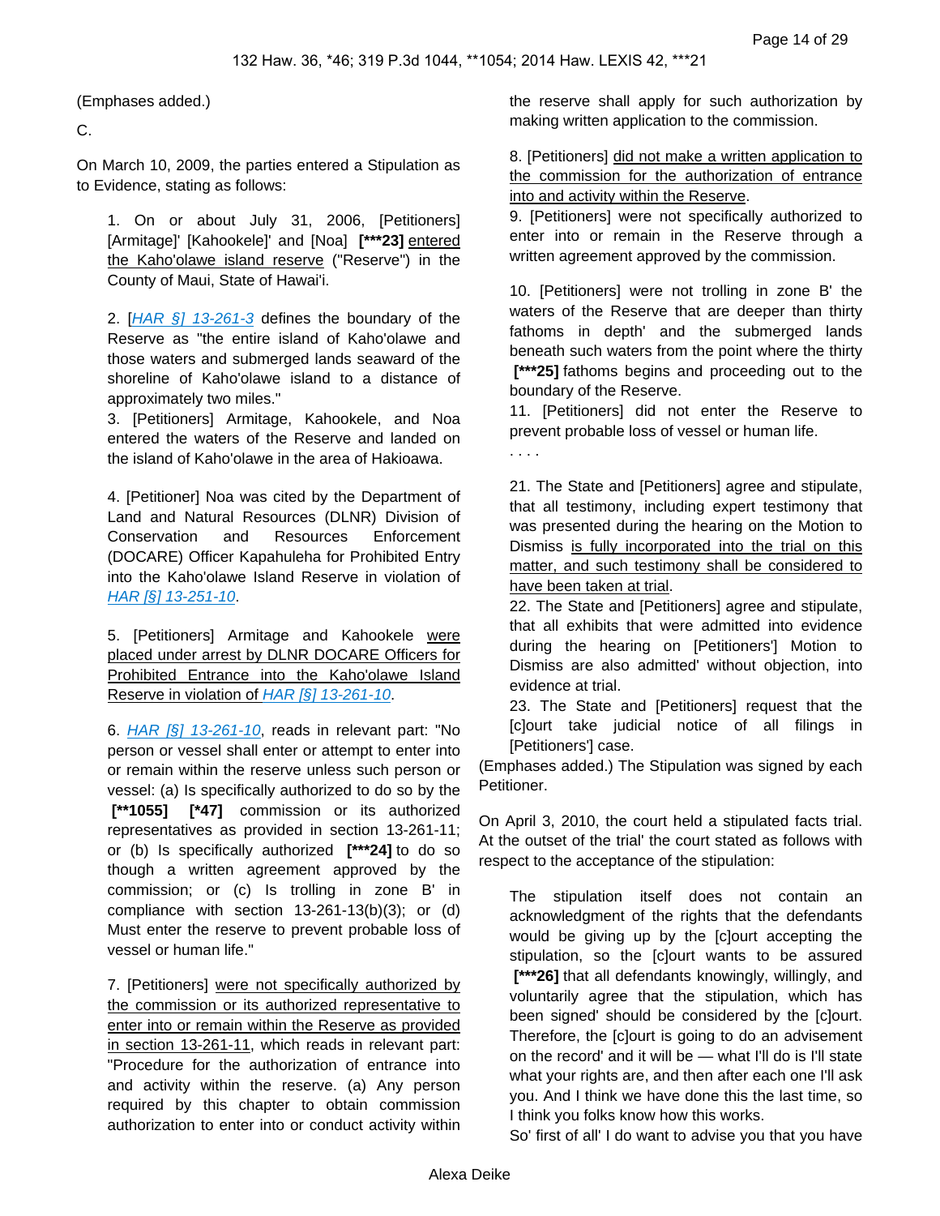(Emphases added.)

C.

On March 10, 2009, the parties entered a Stipulation as to Evidence, stating as follows:

> 1. On or about July 31, 2006, [Petitioners] [Armitage]' [Kahookele]' and [Noa] **[***23]** entered the Kaho'olawe island reserve ("Reserve") in the County of Maui, State of Hawai'i.
>
> 2. [*HAR §] 13-261-3* defines the boundary of the Reserve as "the entire island of Kaho'olawe and those waters and submerged lands seaward of the shoreline of Kaho'olawe island to a distance of approximately two miles."
>
> 3. [Petitioners] Armitage, Kahookele, and Noa entered the waters of the Reserve and landed on the island of Kaho'olawe in the area of Hakioawa.
>
> 4. [Petitioner] Noa was cited by the Department of Land and Natural Resources (DLNR) Division of Conservation and Resources Enforcement (DOCARE) Officer Kapahuleha for Prohibited Entry into the Kaho'olawe Island Reserve in violation of *HAR [§] 13-251-10*.
>
> 5. [Petitioners] Armitage and Kahookele were placed under arrest by DLNR DOCARE Officers for Prohibited Entrance into the Kaho'olawe Island Reserve in violation of *HAR [§] 13-261-10*.
>
> 6. *HAR [§] 13-261-10*, reads in relevant part: "No person or vessel shall enter or attempt to enter into or remain within the reserve unless such person or vessel: (a) Is specifically authorized to do so by the **[**1055]** **[*47]** commission or its authorized representatives as provided in section 13-261-11; or (b) Is specifically authorized **[***24]** to do so though a written agreement approved by the commission; or (c) Is trolling in zone B' in compliance with section 13-261-13(b)(3); or (d) Must enter the reserve to prevent probable loss of vessel or human life."
>
> 7. [Petitioners] were not specifically authorized by the commission or its authorized representative to enter into or remain within the Reserve as provided in section 13-261-11, which reads in relevant part: "Procedure for the authorization of entrance into and activity within the reserve. (a) Any person required by this chapter to obtain commission authorization to enter into or conduct activity within the reserve shall apply for such authorization by making written application to the commission.
>
> 8. [Petitioners] did not make a written application to the commission for the authorization of entrance into and activity within the Reserve.
>
> 9. [Petitioners] were not specifically authorized to enter into or remain in the Reserve through a written agreement approved by the commission.
>
> 10. [Petitioners] were not trolling in zone B' the waters of the Reserve that are deeper than thirty fathoms in depth' and the submerged lands beneath such waters from the point where the thirty **[***25]** fathoms begins and proceeding out to the boundary of the Reserve.
>
> 11. [Petitioners] did not enter the Reserve to prevent probable loss of vessel or human life.
>
> . . . .
>
> 21. The State and [Petitioners] agree and stipulate, that all testimony, including expert testimony that was presented during the hearing on the Motion to Dismiss is fully incorporated into the trial on this matter, and such testimony shall be considered to have been taken at trial.
>
> 22. The State and [Petitioners] agree and stipulate, that all exhibits that were admitted into evidence during the hearing on [Petitioners'] Motion to Dismiss are also admitted' without objection, into evidence at trial.
>
> 23. The State and [Petitioners] request that the [c]ourt take judicial notice of all filings in [Petitioners'] case.

(Emphases added.) The Stipulation was signed by each Petitioner.

On April 3, 2010, the court held a stipulated facts trial. At the outset of the trial' the court stated as follows with respect to the acceptance of the stipulation:

> The stipulation itself does not contain an acknowledgment of the rights that the defendants would be giving up by the [c]ourt accepting the stipulation, so the [c]ourt wants to be assured **[***26]** that all defendants knowingly, willingly, and voluntarily agree that the stipulation, which has been signed' should be considered by the [c]ourt. Therefore, the [c]ourt is going to do an advisement on the record' and it will be — what I'll do is I'll state what your rights are, and then after each one I'll ask you. And I think we have done this the last time, so I think you folks know how this works.
>
> So' first of all' I do want to advise you that you have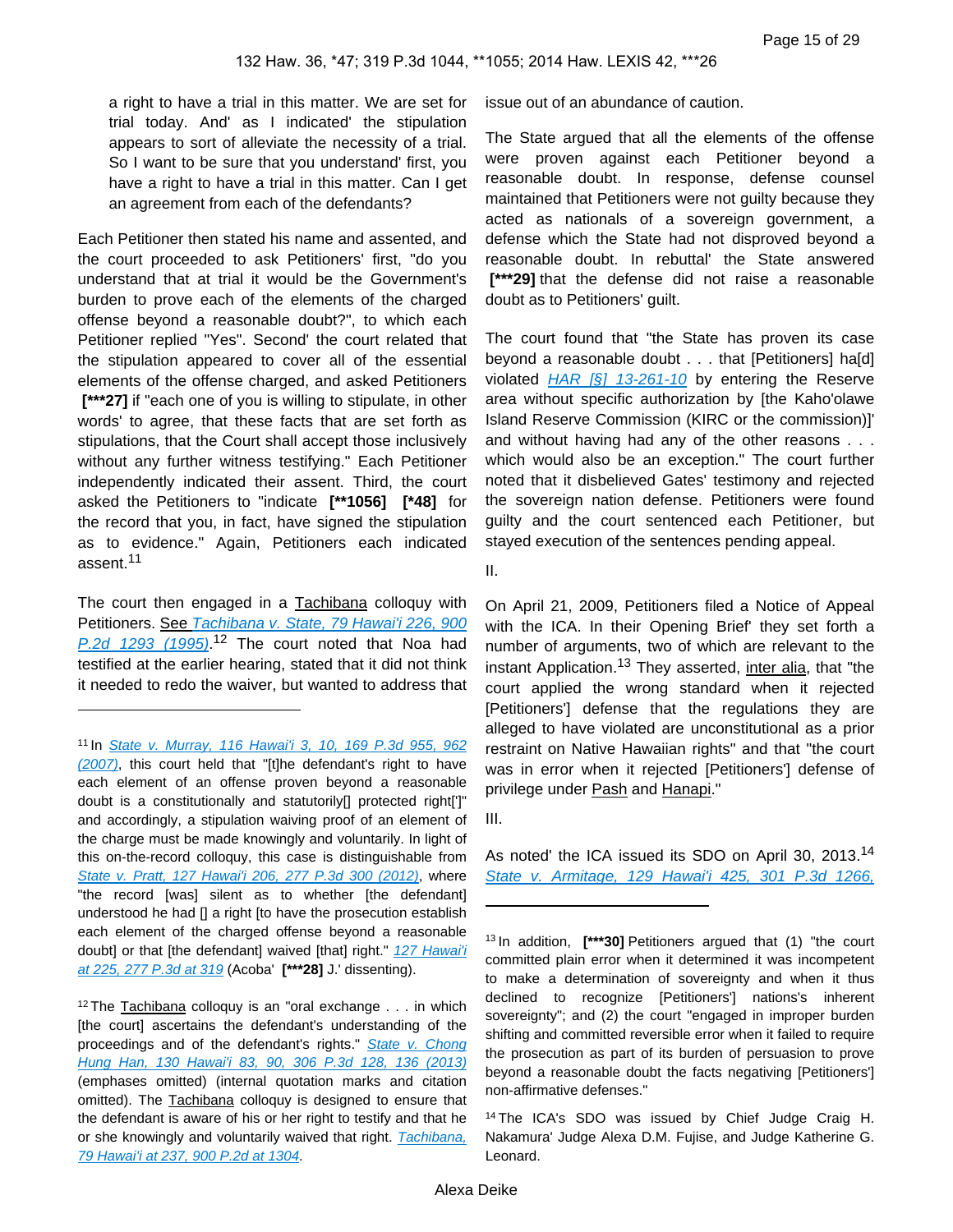> a right to have a trial in this matter. We are set for trial today. And' as I indicated' the stipulation appears to sort of alleviate the necessity of a trial. So I want to be sure that you understand' first, you have a right to have a trial in this matter. Can I get an agreement from each of the defendants?

Each Petitioner then stated his name and assented, and the court proceeded to ask Petitioners' first, "do you understand that at trial it would be the Government's burden to prove each of the elements of the charged offense beyond a reasonable doubt?", to which each Petitioner replied "Yes". Second' the court related that the stipulation appeared to cover all of the essential elements of the offense charged, and asked Petitioners **[***27]** if "each one of you is willing to stipulate, in other words' to agree, that these facts that are set forth as stipulations, that the Court shall accept those inclusively without any further witness testifying." Each Petitioner independently indicated their assent. Third, the court asked the Petitioners to "indicate **[**1056]** **[*48]** for the record that you, in fact, have signed the stipulation as to evidence." Again, Petitioners each indicated assent.[11]

The court then engaged in a Tachibana colloquy with Petitioners. See *Tachibana v. State, 79 Hawai'i 226, 900 P.2d 1293 (1995)*.[12] The court noted that Noa had testified at the earlier hearing, stated that it did not think it needed to redo the waiver, but wanted to address that issue out of an abundance of caution.

The State argued that all the elements of the offense were proven against each Petitioner beyond a reasonable doubt. In response, defense counsel maintained that Petitioners were not guilty because they acted as nationals of a sovereign government, a defense which the State had not disproved beyond a reasonable doubt. In rebuttal' the State answered **[***29]** that the defense did not raise a reasonable doubt as to Petitioners' guilt.

The court found that "the State has proven its case beyond a reasonable doubt . . . that [Petitioners] ha[d] violated *HAR [§] 13-261-10* by entering the Reserve area without specific authorization by [the Kaho'olawe Island Reserve Commission (KIRC or the commission)]' and without having had any of the other reasons . . . which would also be an exception." The court further noted that it disbelieved Gates' testimony and rejected the sovereign nation defense. Petitioners were found guilty and the court sentenced each Petitioner, but stayed execution of the sentences pending appeal.

II.

On April 21, 2009, Petitioners filed a Notice of Appeal with the ICA. In their Opening Brief' they set forth a number of arguments, two of which are relevant to the instant Application.[13] They asserted, inter alia, that "the court applied the wrong standard when it rejected [Petitioners'] defense that the regulations they are alleged to have violated are unconstitutional as a prior restraint on Native Hawaiian rights" and that "the court was in error when it rejected [Petitioners'] defense of privilege under Pash and Hanapi."

III.

As noted' the ICA issued its SDO on April 30, 2013.[14] *State v. Armitage, 129 Hawai'i 425, 301 P.3d 1266,*

---

[11] In *State v. Murray, 116 Hawai'i 3, 10, 169 P.3d 955, 962 (2007)*, this court held that "[t]he defendant's right to have each element of an offense proven beyond a reasonable doubt is a constitutionally and statutorily[] protected right[']" and accordingly, a stipulation waiving proof of an element of the charge must be made knowingly and voluntarily. In light of this on-the-record colloquy, this case is distinguishable from *State v. Pratt, 127 Hawai'i 206, 277 P.3d 300 (2012)*, where "the record [was] silent as to whether [the defendant] understood he had [] a right [to have the prosecution establish each element of the charged offense beyond a reasonable doubt] or that [the defendant] waived [that] right." *127 Hawai'i at 225, 277 P.3d at 319* (Acoba' **[***28]** J.' dissenting).

[12] The Tachibana colloquy is an "oral exchange . . . in which [the court] ascertains the defendant's understanding of the proceedings and of the defendant's rights." *State v. Chong Hung Han, 130 Hawai'i 83, 90, 306 P.3d 128, 136 (2013)* (emphases omitted) (internal quotation marks and citation omitted). The Tachibana colloquy is designed to ensure that the defendant is aware of his or her right to testify and that he or she knowingly and voluntarily waived that right. *Tachibana, 79 Hawai'i at 237, 900 P.2d at 1304*.

[13] In addition, **[***30]** Petitioners argued that (1) "the court committed plain error when it determined it was incompetent to make a determination of sovereignty and when it thus declined to recognize [Petitioners'] nations's inherent sovereignty"; and (2) the court "engaged in improper burden shifting and committed reversible error when it failed to require the prosecution as part of its burden of persuasion to prove beyond a reasonable doubt the facts negativing [Petitioners'] non-affirmative defenses."

[14] The ICA's SDO was issued by Chief Judge Craig H. Nakamura' Judge Alexa D.M. Fujise, and Judge Katherine G. Leonard.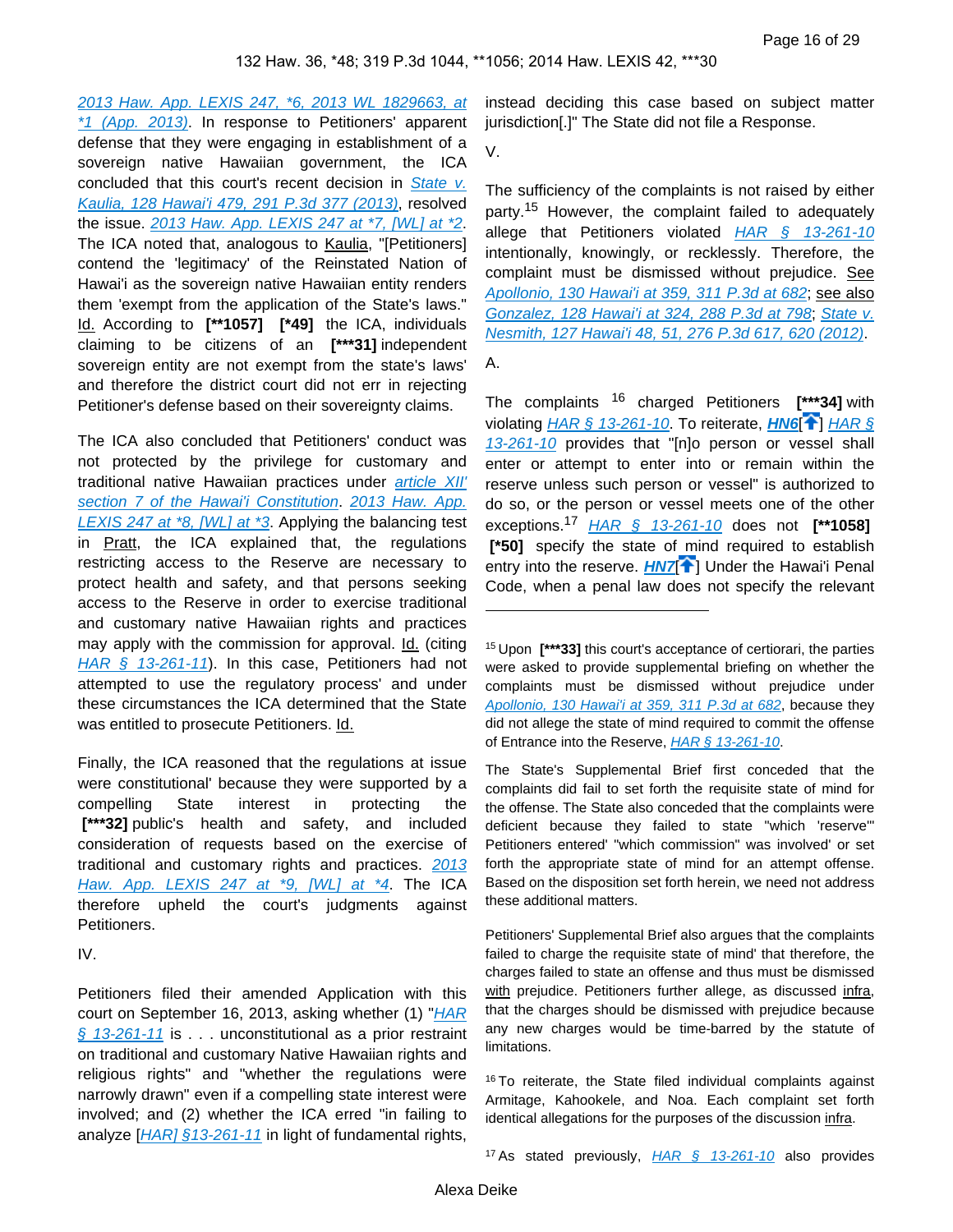2013 Haw. App. LEXIS 247, *6, 2013 WL 1829663, at *1 (App. 2013). In response to Petitioners' apparent defense that they were engaging in establishment of a sovereign native Hawaiian government, the ICA concluded that this court's recent decision in State v. Kaulia, 128 Hawai'i 479, 291 P.3d 377 (2013), resolved the issue. 2013 Haw. App. LEXIS 247 at *7, [WL] at *2. The ICA noted that, analogous to Kaulia, "[Petitioners] contend the 'legitimacy' of the Reinstated Nation of Hawai'i as the sovereign native Hawaiian entity renders them 'exempt from the application of the State's laws." Id. According to [**1057] [*49] the ICA, individuals claiming to be citizens of an [***31] independent sovereign entity are not exempt from the state's laws' and therefore the district court did not err in rejecting Petitioner's defense based on their sovereignty claims.

The ICA also concluded that Petitioners' conduct was not protected by the privilege for customary and traditional native Hawaiian practices under article XII' section 7 of the Hawai'i Constitution. 2013 Haw. App. LEXIS 247 at *8, [WL] at *3. Applying the balancing test in Pratt, the ICA explained that, the regulations restricting access to the Reserve are necessary to protect health and safety, and that persons seeking access to the Reserve in order to exercise traditional and customary native Hawaiian rights and practices may apply with the commission for approval. Id. (citing HAR § 13-261-11). In this case, Petitioners had not attempted to use the regulatory process' and under these circumstances the ICA determined that the State was entitled to prosecute Petitioners. Id.

Finally, the ICA reasoned that the regulations at issue were constitutional' because they were supported by a compelling State interest in protecting the [***32] public's health and safety, and included consideration of requests based on the exercise of traditional and customary rights and practices. 2013 Haw. App. LEXIS 247 at *9, [WL] at *4. The ICA therefore upheld the court's judgments against Petitioners.

IV.

Petitioners filed their amended Application with this court on September 16, 2013, asking whether (1) "HAR § 13-261-11 is . . . unconstitutional as a prior restraint on traditional and customary Native Hawaiian rights and religious rights" and "whether the regulations were narrowly drawn" even if a compelling state interest were involved; and (2) whether the ICA erred "in failing to analyze [HAR] §13-261-11 in light of fundamental rights, instead deciding this case based on subject matter jurisdiction[.]" The State did not file a Response.

V.

The sufficiency of the complaints is not raised by either party.[15] However, the complaint failed to adequately allege that Petitioners violated HAR § 13-261-10 intentionally, knowingly, or recklessly. Therefore, the complaint must be dismissed without prejudice. See Apollonio, 130 Hawai'i at 359, 311 P.3d at 682; see also Gonzalez, 128 Hawai'i at 324, 288 P.3d at 798; State v. Nesmith, 127 Hawai'i 48, 51, 276 P.3d 617, 620 (2012).

A.

The complaints [16] charged Petitioners [***34] with violating HAR § 13-261-10. To reiterate, HN6[] HAR § 13-261-10 provides that "[n]o person or vessel shall enter or attempt to enter into or remain within the reserve unless such person or vessel" is authorized to do so, or the person or vessel meets one of the other exceptions.[17] HAR § 13-261-10 does not [**1058] [*50] specify the state of mind required to establish entry into the reserve. HN7[] Under the Hawai'i Penal Code, when a penal law does not specify the relevant

---

[15] Upon [***33] this court's acceptance of certiorari, the parties were asked to provide supplemental briefing on whether the complaints must be dismissed without prejudice under Apollonio, 130 Hawai'i at 359, 311 P.3d at 682, because they did not allege the state of mind required to commit the offense of Entrance into the Reserve, HAR § 13-261-10.

The State's Supplemental Brief first conceded that the complaints did fail to set forth the requisite state of mind for the offense. The State also conceded that the complaints were deficient because they failed to state "which 'reserve'" Petitioners entered' "which commission" was involved' or set forth the appropriate state of mind for an attempt offense. Based on the disposition set forth herein, we need not address these additional matters.

Petitioners' Supplemental Brief also argues that the complaints failed to charge the requisite state of mind' that therefore, the charges failed to state an offense and thus must be dismissed with prejudice. Petitioners further allege, as discussed infra, that the charges should be dismissed with prejudice because any new charges would be time-barred by the statute of limitations.

[16] To reiterate, the State filed individual complaints against Armitage, Kahookele, and Noa. Each complaint set forth identical allegations for the purposes of the discussion infra.

[17] As stated previously, HAR § 13-261-10 also provides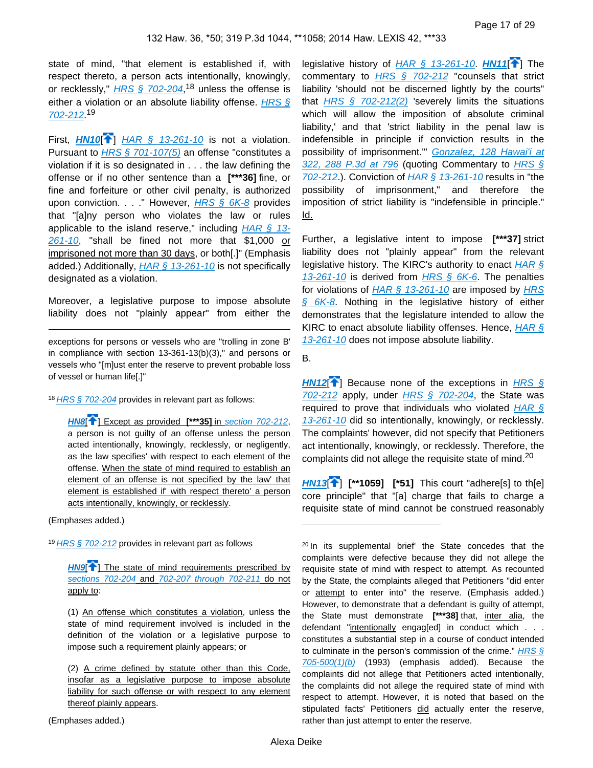state of mind, "that element is established if, with respect thereto, a person acts intentionally, knowingly, or recklessly," HRS § 702-204,[18] unless the offense is either a violation or an absolute liability offense. HRS § 702-212.[19]

First, **HN10**[] HAR § 13-261-10 is not a violation. Pursuant to HRS § 701-107(5) an offense "constitutes a violation if it is so designated in . . . the law defining the offense or if no other sentence than a **[***36]** fine, or fine and forfeiture or other civil penalty, is authorized upon conviction. . . ." However, HRS § 6K-8 provides that "[a]ny person who violates the law or rules applicable to the island reserve," including HAR § 13-261-10, "shall be fined not more that $1,000 or imprisoned not more than 30 days, or both[.]" (Emphasis added.) Additionally, HAR § 13-261-10 is not specifically designated as a violation.

Moreover, a legislative purpose to impose absolute liability does not "plainly appear" from either the legislative history of HAR § 13-261-10. **HN11**[] The commentary to HRS § 702-212 "counsels that strict liability 'should not be discerned lightly by the courts'" that HRS § 702-212(2) 'severely limits the situations which will allow the imposition of absolute criminal liability,' and that 'strict liability in the penal law is indefensible in principle if conviction results in the possibility of imprisonment.'" Gonzalez, 128 Hawai'i at 322, 288 P.3d at 796 (quoting Commentary to HRS § 702-212.). Conviction of HAR § 13-261-10 results in "the possibility of imprisonment," and therefore the imposition of strict liability is "indefensible in principle." Id.

Further, a legislative intent to impose **[***37]** strict liability does not "plainly appear" from the relevant legislative history. The KIRC's authority to enact HAR § 13-261-10 is derived from HRS § 6K-6. The penalties for violations of HAR § 13-261-10 are imposed by HRS § 6K-8. Nothing in the legislative history of either demonstrates that the legislature intended to allow the KIRC to enact absolute liability offenses. Hence, HAR § 13-261-10 does not impose absolute liability.

B.

**HN12**[] Because none of the exceptions in HRS § 702-212 apply, under HRS § 702-204, the State was required to prove that individuals who violated HAR § 13-261-10 did so intentionally, knowingly, or recklessly. The complaints' however, did not specify that Petitioners act intentionally, knowingly, or recklessly. Therefore, the complaints did not allege the requisite state of mind.[20]

**HN13**[] **[**1059]** **[*51]** This court "adhere[s] to th[e] core principle" that "[a] charge that fails to charge a requisite state of mind cannot be construed reasonably

---

exceptions for persons or vessels who are "trolling in zone B' in compliance with section 13-361-13(b)(3)," and persons or vessels who "[m]ust enter the reserve to prevent probable loss of vessel or human life[.]"

[18] HRS § 702-204 provides in relevant part as follows:

> **HN8**[] Except as provided **[***35]** in section 702-212, a person is not guilty of an offense unless the person acted intentionally, knowingly, recklessly, or negligently, as the law specifies' with respect to each element of the offense. When the state of mind required to establish an element of an offense is not specified by the law' that element is established if' with respect thereto' a person acts intentionally, knowingly, or recklessly.

(Emphases added.)

[19] HRS § 702-212 provides in relevant part as follows

> **HN9**[] The state of mind requirements prescribed by sections 702-204 and 702-207 through 702-211 do not apply to:
>
> (1) An offense which constitutes a violation, unless the state of mind requirement involved is included in the definition of the violation or a legislative purpose to impose such a requirement plainly appears; or
>
> (2) A crime defined by statute other than this Code, insofar as a legislative purpose to impose absolute liability for such offense or with respect to any element thereof plainly appears.

(Emphases added.)

[20] In its supplemental brief' the State concedes that the complaints were defective because they did not allege the requisite state of mind with respect to attempt. As recounted by the State, the complaints alleged that Petitioners "did enter or attempt to enter into" the reserve. (Emphasis added.) However, to demonstrate that a defendant is guilty of attempt, the State must demonstrate **[***38]** that, inter alia, the defendant "intentionally engag[ed] in conduct which . . . constitutes a substantial step in a course of conduct intended to culminate in the person's commission of the crime." HRS § 705-500(1)(b) (1993) (emphasis added). Because the complaints did not allege that Petitioners acted intentionally, the complaints did not allege the required state of mind with respect to attempt. However, it is noted that based on the stipulated facts' Petitioners did actually enter the reserve, rather than just attempt to enter the reserve.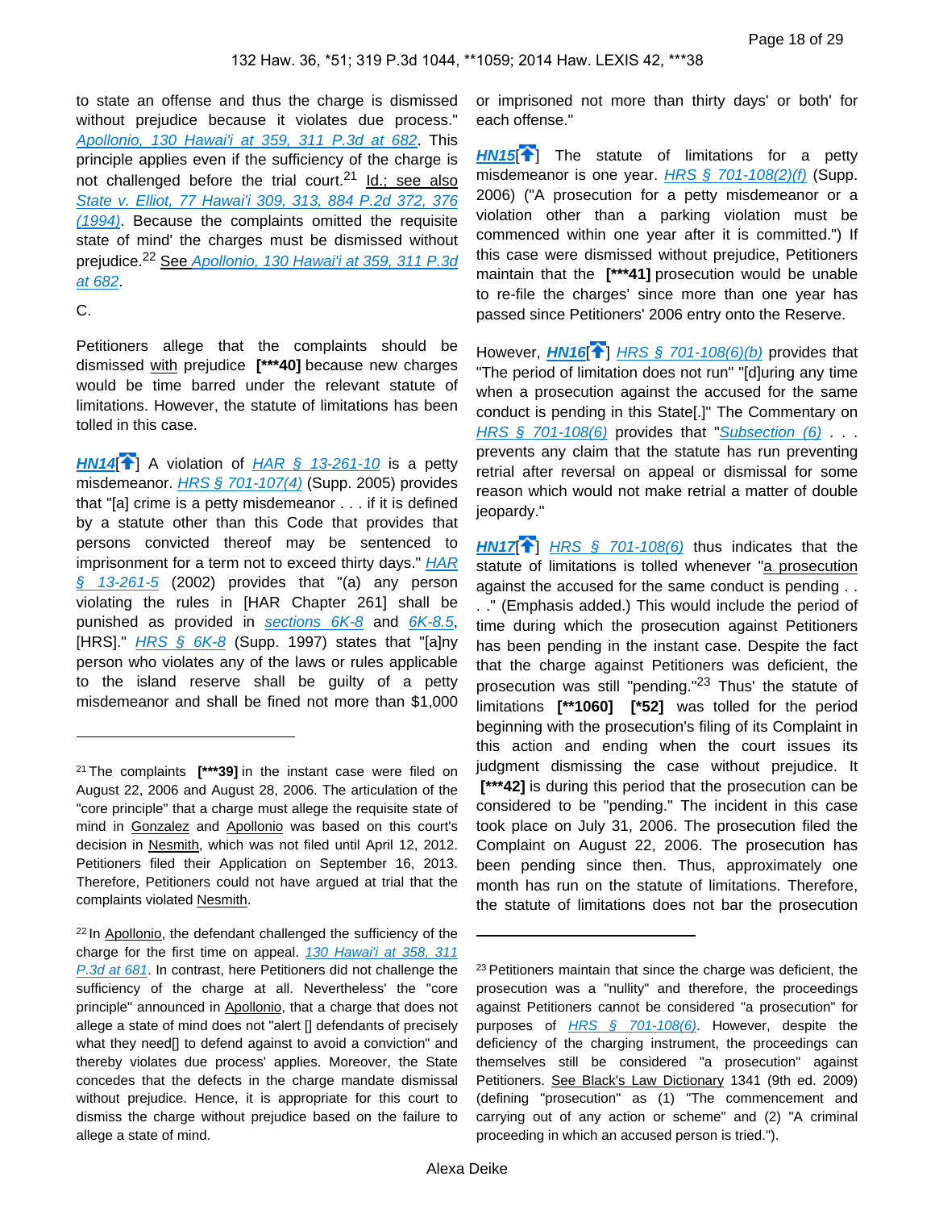to state an offense and thus the charge is dismissed without prejudice because it violates due process." *Apollonio, 130 Hawai'i at 359, 311 P.3d at 682*. This principle applies even if the sufficiency of the charge is not challenged before the trial court.[21] Id.; see also *State v. Elliot, 77 Hawai'i 309, 313, 884 P.2d 372, 376 (1994)*. Because the complaints omitted the requisite state of mind' the charges must be dismissed without prejudice.[22] See *Apollonio, 130 Hawai'i at 359, 311 P.3d at 682*.

C.

Petitioners allege that the complaints should be dismissed with prejudice **[***40]** because new charges would be time barred under the relevant statute of limitations. However, the statute of limitations has been tolled in this case.

**HN14** A violation of *HAR § 13-261-10* is a petty misdemeanor. *HRS § 701-107(4)* (Supp. 2005) provides that "[a] crime is a petty misdemeanor . . . if it is defined by a statute other than this Code that provides that persons convicted thereof may be sentenced to imprisonment for a term not to exceed thirty days." *HAR § 13-261-5* (2002) provides that "(a) any person violating the rules in [HAR Chapter 261] shall be punished as provided in *sections 6K-8* and *6K-8.5*, [HRS]." *HRS § 6K-8* (Supp. 1997) states that "[a]ny person who violates any of the laws or rules applicable to the island reserve shall be guilty of a petty misdemeanor and shall be fined not more than $1,000 or imprisoned not more than thirty days' or both' for each offense."

**HN15** The statute of limitations for a petty misdemeanor is one year. *HRS § 701-108(2)(f)* (Supp. 2006) ("A prosecution for a petty misdemeanor or a violation other than a parking violation must be commenced within one year after it is committed.") If this case were dismissed without prejudice, Petitioners maintain that the **[***41]** prosecution would be unable to re-file the charges' since more than one year has passed since Petitioners' 2006 entry onto the Reserve.

However, **HN16** *HRS § 701-108(6)(b)* provides that "The period of limitation does not run" "[d]uring any time when a prosecution against the accused for the same conduct is pending in this State[.]" The Commentary on *HRS § 701-108(6)* provides that "*Subsection (6)* . . . prevents any claim that the statute has run preventing retrial after reversal on appeal or dismissal for some reason which would not make retrial a matter of double jeopardy."

**HN17** *HRS § 701-108(6)* thus indicates that the statute of limitations is tolled whenever "a prosecution against the accused for the same conduct is pending . . . ." (Emphasis added.) This would include the period of time during which the prosecution against Petitioners has been pending in the instant case. Despite the fact that the charge against Petitioners was deficient, the prosecution was still "pending."[23] Thus' the statute of limitations **[**1060]** **[*52]** was tolled for the period beginning with the prosecution's filing of its Complaint in this action and ending when the court issues its judgment dismissing the case without prejudice. It **[***42]** is during this period that the prosecution can be considered to be "pending." The incident in this case took place on July 31, 2006. The prosecution filed the Complaint on August 22, 2006. The prosecution has been pending since then. Thus, approximately one month has run on the statute of limitations. Therefore, the statute of limitations does not bar the prosecution

---

[21] The complaints **[***39]** in the instant case were filed on August 22, 2006 and August 28, 2006. The articulation of the "core principle" that a charge must allege the requisite state of mind in Gonzalez and Apollonio was based on this court's decision in Nesmith, which was not filed until April 12, 2012. Petitioners filed their Application on September 16, 2013. Therefore, Petitioners could not have argued at trial that the complaints violated Nesmith.

[22] In Apollonio, the defendant challenged the sufficiency of the charge for the first time on appeal. *130 Hawai'i at 358, 311 P.3d at 681*. In contrast, here Petitioners did not challenge the sufficiency of the charge at all. Nevertheless' the "core principle" announced in Apollonio, that a charge that does not allege a state of mind does not "alert [] defendants of precisely what they need[] to defend against to avoid a conviction" and thereby violates due process" applies. Moreover, the State concedes that the defects in the charge mandate dismissal without prejudice. Hence, it is appropriate for this court to dismiss the charge without prejudice based on the failure to allege a state of mind.

[23] Petitioners maintain that since the charge was deficient, the prosecution was a "nullity" and therefore, the proceedings against Petitioners cannot be considered "a prosecution" for purposes of *HRS § 701-108(6)*. However, despite the deficiency of the charging instrument, the proceedings can themselves still be considered "a prosecution" against Petitioners. See Black's Law Dictionary 1341 (9th ed. 2009) (defining "prosecution" as (1) "The commencement and carrying out of any action or scheme" and (2) "A criminal proceeding in which an accused person is tried.").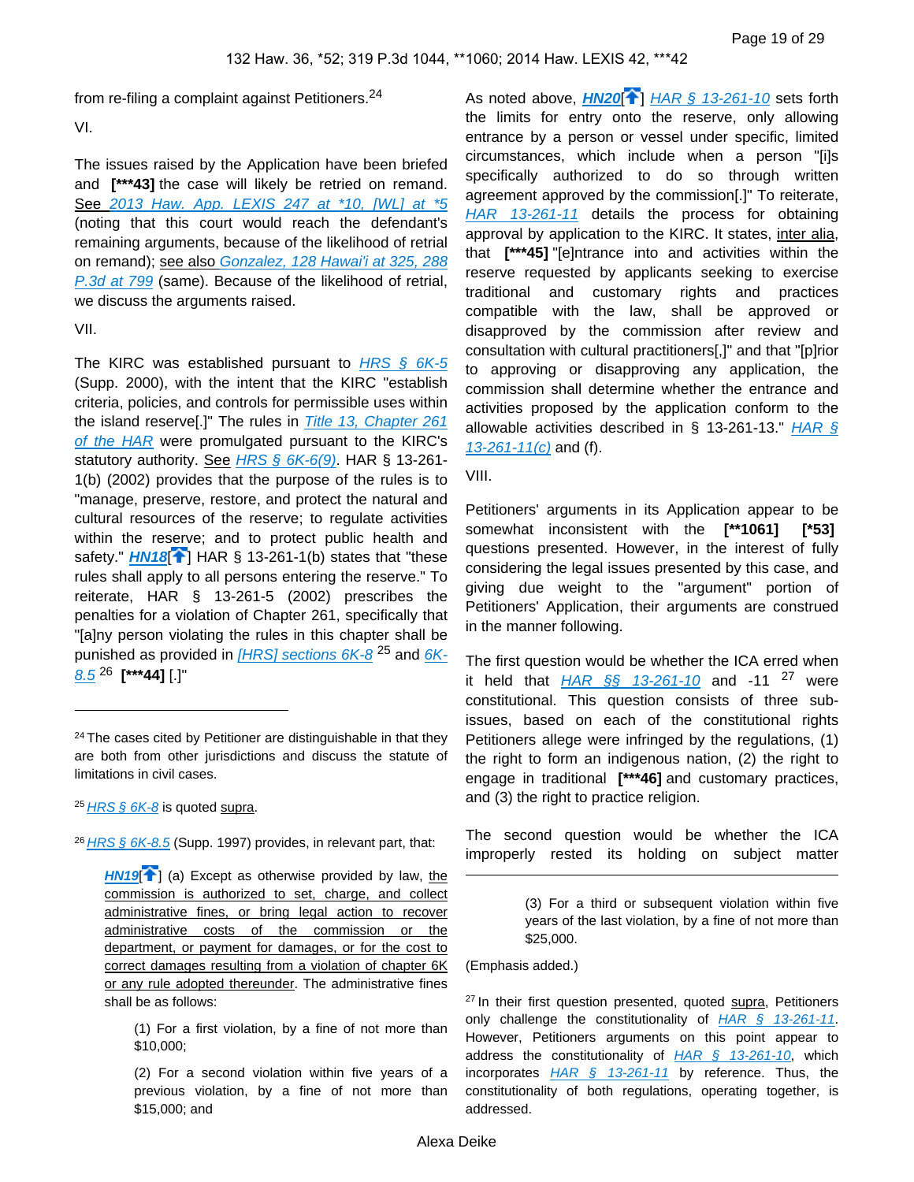from re-filing a complaint against Petitioners.[24]

VI.

The issues raised by the Application have been briefed and **[***43]** the case will likely be retried on remand. See 2013 Haw. App. LEXIS 247 at *10, [WL] at *5 (noting that this court would reach the defendant's remaining arguments, because of the likelihood of retrial on remand); see also Gonzalez, 128 Hawai'i at 325, 288 P.3d at 799 (same). Because of the likelihood of retrial, we discuss the arguments raised.

VII.

The KIRC was established pursuant to HRS § 6K-5 (Supp. 2000), with the intent that the KIRC "establish criteria, policies, and controls for permissible uses within the island reserve[.]" The rules in Title 13, Chapter 261 of the HAR were promulgated pursuant to the KIRC's statutory authority. See HRS § 6K-6(9). HAR § 13-261-1(b) (2002) provides that the purpose of the rules is to "manage, preserve, restore, and protect the natural and cultural resources of the reserve; to regulate activities within the reserve; and to protect public health and safety." ***HN18***[] HAR § 13-261-1(b) states that "these rules shall apply to all persons entering the reserve." To reiterate, HAR § 13-261-5 (2002) prescribes the penalties for a violation of Chapter 261, specifically that "[a]ny person violating the rules in this chapter shall be punished as provided in [HRS] sections 6K-8 [25] and 6K-8.5 [26] **[***44]** [.]"

As noted above, ***HN20***[] HAR § 13-261-10 sets forth the limits for entry onto the reserve, only allowing entrance by a person or vessel under specific, limited circumstances, which include when a person "[i]s specifically authorized to do so through written agreement approved by the commission[.]" To reiterate, HAR 13-261-11 details the process for obtaining approval by application to the KIRC. It states, inter alia, that **[***45]** "[e]ntrance into and activities within the reserve requested by applicants seeking to exercise traditional and customary rights and practices compatible with the law, shall be approved or disapproved by the commission after review and consultation with cultural practitioners[,]" and that "[p]rior to approving or disapproving any application, the commission shall determine whether the entrance and activities proposed by the application conform to the allowable activities described in § 13-261-13." HAR § 13-261-11(c) and (f).

VIII.

Petitioners' arguments in its Application appear to be somewhat inconsistent with the **[**1061]** **[*53]** questions presented. However, in the interest of fully considering the legal issues presented by this case, and giving due weight to the "argument" portion of Petitioners' Application, their arguments are construed in the manner following.

The first question would be whether the ICA erred when it held that HAR §§ 13-261-10 and -11 [27] were constitutional. This question consists of three sub-issues, based on each of the constitutional rights Petitioners allege were infringed by the regulations, (1) the right to form an indigenous nation, (2) the right to engage in traditional **[***46]** and customary practices, and (3) the right to practice religion.

The second question would be whether the ICA improperly rested its holding on subject matter

---

[24] The cases cited by Petitioner are distinguishable in that they are both from other jurisdictions and discuss the statute of limitations in civil cases.

[25] HRS § 6K-8 is quoted supra.

[26] HRS § 6K-8.5 (Supp. 1997) provides, in relevant part, that:

> ***HN19***[] (a) Except as otherwise provided by law, the commission is authorized to set, charge, and collect administrative fines, or bring legal action to recover administrative costs of the commission or the department, or payment for damages, or for the cost to correct damages resulting from a violation of chapter 6K or any rule adopted thereunder. The administrative fines shall be as follows:
>
> (1) For a first violation, by a fine of not more than $10,000;
>
> (2) For a second violation within five years of a previous violation, by a fine of not more than $15,000; and
>
> (3) For a third or subsequent violation within five years of the last violation, by a fine of not more than $25,000.

(Emphasis added.)

[27] In their first question presented, quoted supra, Petitioners only challenge the constitutionality of HAR § 13-261-11. However, Petitioners arguments on this point appear to address the constitutionality of HAR § 13-261-10, which incorporates HAR § 13-261-11 by reference. Thus, the constitutionality of both regulations, operating together, is addressed.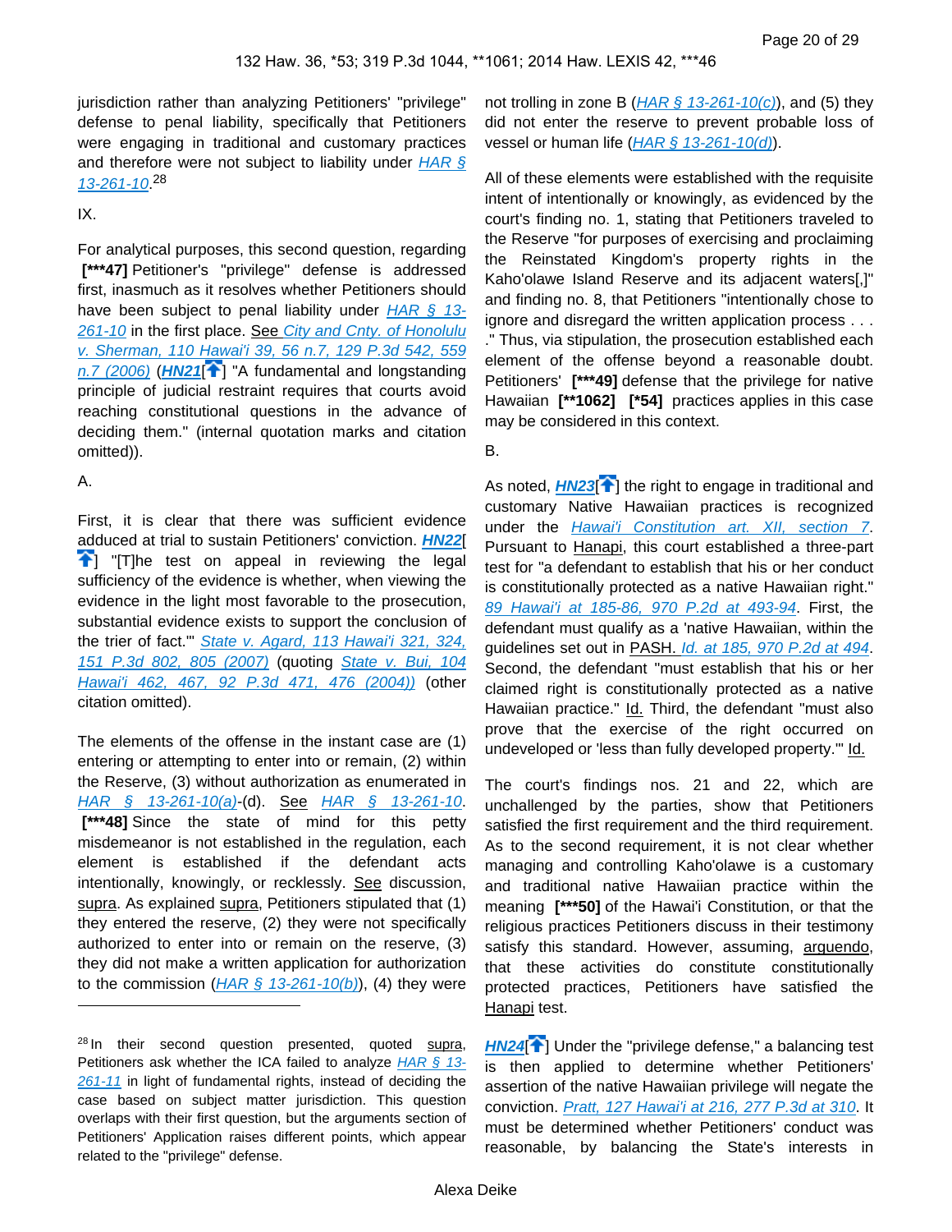jurisdiction rather than analyzing Petitioners' "privilege" defense to penal liability, specifically that Petitioners were engaging in traditional and customary practices and therefore were not subject to liability under HAR § 13-261-10.[28]

IX.

For analytical purposes, this second question, regarding [***47] Petitioner's "privilege" defense is addressed first, inasmuch as it resolves whether Petitioners should have been subject to penal liability under HAR § 13-261-10 in the first place. See City and Cnty. of Honolulu v. Sherman, 110 Hawai'i 39, 56 n.7, 129 P.3d 542, 559 n.7 (2006) (**HN21**[] "A fundamental and longstanding principle of judicial restraint requires that courts avoid reaching constitutional questions in the advance of deciding them." (internal quotation marks and citation omitted)).

A.

First, it is clear that there was sufficient evidence adduced at trial to sustain Petitioners' conviction. **HN22**[] "[T]he test on appeal in reviewing the legal sufficiency of the evidence is whether, when viewing the evidence in the light most favorable to the prosecution, substantial evidence exists to support the conclusion of the trier of fact.'" State v. Agard, 113 Hawai'i 321, 324, 151 P.3d 802, 805 (2007) (quoting State v. Bui, 104 Hawai'i 462, 467, 92 P.3d 471, 476 (2004)) (other citation omitted).

The elements of the offense in the instant case are (1) entering or attempting to enter into or remain, (2) within the Reserve, (3) without authorization as enumerated in HAR § 13-261-10(a)-(d). See HAR § 13-261-10. [***48] Since the state of mind for this petty misdemeanor is not established in the regulation, each element is established if the defendant acts intentionally, knowingly, or recklessly. See discussion, supra. As explained supra, Petitioners stipulated that (1) they entered the reserve, (2) they were not specifically authorized to enter into or remain on the reserve, (3) they did not make a written application for authorization to the commission (HAR § 13-261-10(b)), (4) they were not trolling in zone B (HAR § 13-261-10(c)), and (5) they did not enter the reserve to prevent probable loss of vessel or human life (HAR § 13-261-10(d)).

All of these elements were established with the requisite intent of intentionally or knowingly, as evidenced by the court's finding no. 1, stating that Petitioners traveled to the Reserve "for purposes of exercising and proclaiming the Reinstated Kingdom's property rights in the Kaho'olawe Island Reserve and its adjacent waters[,]" and finding no. 8, that Petitioners "intentionally chose to ignore and disregard the written application process . . . ." Thus, via stipulation, the prosecution established each element of the offense beyond a reasonable doubt. Petitioners' [***49] defense that the privilege for native Hawaiian [**1062] [*54] practices applies in this case may be considered in this context.

B.

As noted, **HN23**[] the right to engage in traditional and customary Native Hawaiian practices is recognized under the Hawai'i Constitution art. XII, section 7. Pursuant to Hanapi, this court established a three-part test for "a defendant to establish that his or her conduct is constitutionally protected as a native Hawaiian right." 89 Hawai'i at 185-86, 970 P.2d at 493-94. First, the defendant must qualify as a 'native Hawaiian, within the guidelines set out in PASH. Id. at 185, 970 P.2d at 494. Second, the defendant "must establish that his or her claimed right is constitutionally protected as a native Hawaiian practice." Id. Third, the defendant "must also prove that the exercise of the right occurred on undeveloped or 'less than fully developed property.'" Id.

The court's findings nos. 21 and 22, which are unchallenged by the parties, show that Petitioners satisfied the first requirement and the third requirement. As to the second requirement, it is not clear whether managing and controlling Kaho'olawe is a customary and traditional native Hawaiian practice within the meaning [***50] of the Hawai'i Constitution, or that the religious practices Petitioners discuss in their testimony satisfy this standard. However, assuming, arguendo, that these activities do constitute constitutionally protected practices, Petitioners have satisfied the Hanapi test.

**HN24**[] Under the "privilege defense," a balancing test is then applied to determine whether Petitioners' assertion of the native Hawaiian privilege will negate the conviction. Pratt, 127 Hawai'i at 216, 277 P.3d at 310. It must be determined whether Petitioners' conduct was reasonable, by balancing the State's interests in

---

[28] In their second question presented, quoted supra, Petitioners ask whether the ICA failed to analyze HAR § 13-261-11 in light of fundamental rights, instead of deciding the case based on subject matter jurisdiction. This question overlaps with their first question, but the arguments section of Petitioners' Application raises different points, which appear related to the "privilege" defense.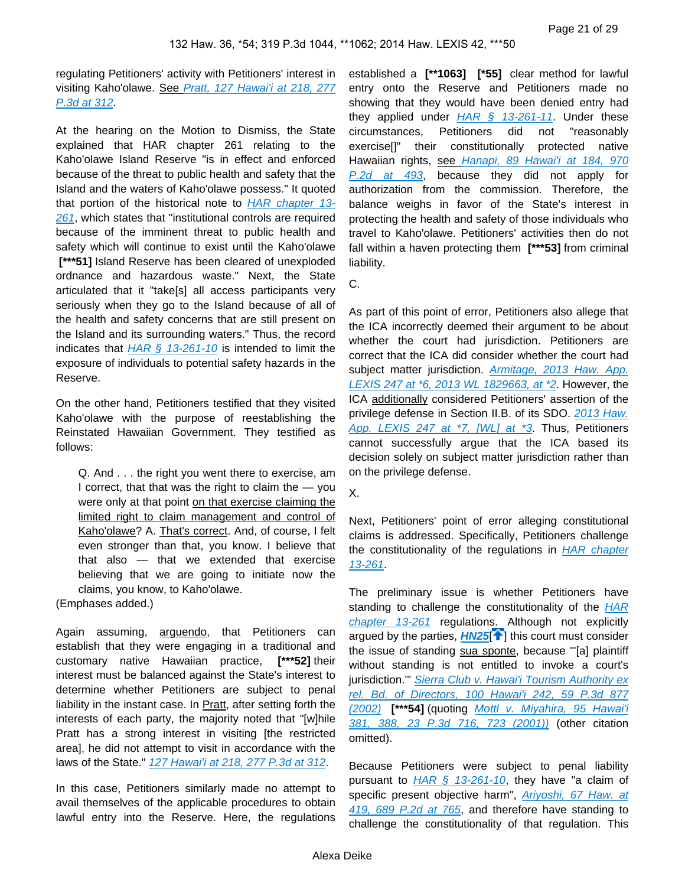regulating Petitioners' activity with Petitioners' interest in visiting Kaho'olawe. See Pratt, 127 Hawai'i at 218, 277 P.3d at 312.

At the hearing on the Motion to Dismiss, the State explained that HAR chapter 261 relating to the Kaho'olawe Island Reserve "is in effect and enforced because of the threat to public health and safety that the Island and the waters of Kaho'olawe possess." It quoted that portion of the historical note to HAR chapter 13-261, which states that "institutional controls are required because of the imminent threat to public health and safety which will continue to exist until the Kaho'olawe **[***51]** Island Reserve has been cleared of unexploded ordnance and hazardous waste." Next, the State articulated that it "take[s] all access participants very seriously when they go to the Island because of all of the health and safety concerns that are still present on the Island and its surrounding waters." Thus, the record indicates that HAR § 13-261-10 is intended to limit the exposure of individuals to potential safety hazards in the Reserve.

On the other hand, Petitioners testified that they visited Kaho'olawe with the purpose of reestablishing the Reinstated Hawaiian Government. They testified as follows:

> Q. And . . . the right you went there to exercise, am I correct, that that was the right to claim the — you were only at that point on that exercise claiming the limited right to claim management and control of Kaho'olawe? A. That's correct. And, of course, I felt even stronger than that, you know. I believe that that also — that we extended that exercise believing that we are going to initiate now the claims, you know, to Kaho'olawe.

(Emphases added.)

Again assuming, arguendo, that Petitioners can establish that they were engaging in a traditional and customary native Hawaiian practice, **[***52]** their interest must be balanced against the State's interest to determine whether Petitioners are subject to penal liability in the instant case. In Pratt, after setting forth the interests of each party, the majority noted that "[w]hile Pratt has a strong interest in visiting [the restricted area], he did not attempt to visit in accordance with the laws of the State." 127 Hawai'i at 218, 277 P.3d at 312.

In this case, Petitioners similarly made no attempt to avail themselves of the applicable procedures to obtain lawful entry into the Reserve. Here, the regulations established a **[**1063]** **[*55]** clear method for lawful entry onto the Reserve and Petitioners made no showing that they would have been denied entry had they applied under HAR § 13-261-11. Under these circumstances, Petitioners did not "reasonably exercise[]" their constitutionally protected native Hawaiian rights, see Hanapi, 89 Hawai'i at 184, 970 P.2d at 493, because they did not apply for authorization from the commission. Therefore, the balance weighs in favor of the State's interest in protecting the health and safety of those individuals who travel to Kaho'olawe. Petitioners' activities then do not fall within a haven protecting them **[***53]** from criminal liability.

C.

As part of this point of error, Petitioners also allege that the ICA incorrectly deemed their argument to be about whether the court had jurisdiction. Petitioners are correct that the ICA did consider whether the court had subject matter jurisdiction. Armitage, 2013 Haw. App. LEXIS 247 at *6, 2013 WL 1829663, at *2. However, the ICA additionally considered Petitioners' assertion of the privilege defense in Section II.B. of its SDO. 2013 Haw. App. LEXIS 247 at *7, [WL] at *3. Thus, Petitioners cannot successfully argue that the ICA based its decision solely on subject matter jurisdiction rather than on the privilege defense.

X.

Next, Petitioners' point of error alleging constitutional claims is addressed. Specifically, Petitioners challenge the constitutionality of the regulations in HAR chapter 13-261.

The preliminary issue is whether Petitioners have standing to challenge the constitutionality of the HAR chapter 13-261 regulations. Although not explicitly argued by the parties, **HN25**[] this court must consider the issue of standing sua sponte, because "'[a] plaintiff without standing is not entitled to invoke a court's jurisdiction.'" Sierra Club v. Hawai'i Tourism Authority ex rel. Bd. of Directors, 100 Hawai'i 242, 59 P.3d 877 (2002) **[***54]** (quoting Mottl v. Miyahira, 95 Hawai'i 381, 388, 23 P.3d 716, 723 (2001)) (other citation omitted).

Because Petitioners were subject to penal liability pursuant to HAR § 13-261-10, they have "a claim of specific present objective harm", Ariyoshi, 67 Haw. at 419, 689 P.2d at 765, and therefore have standing to challenge the constitutionality of that regulation. This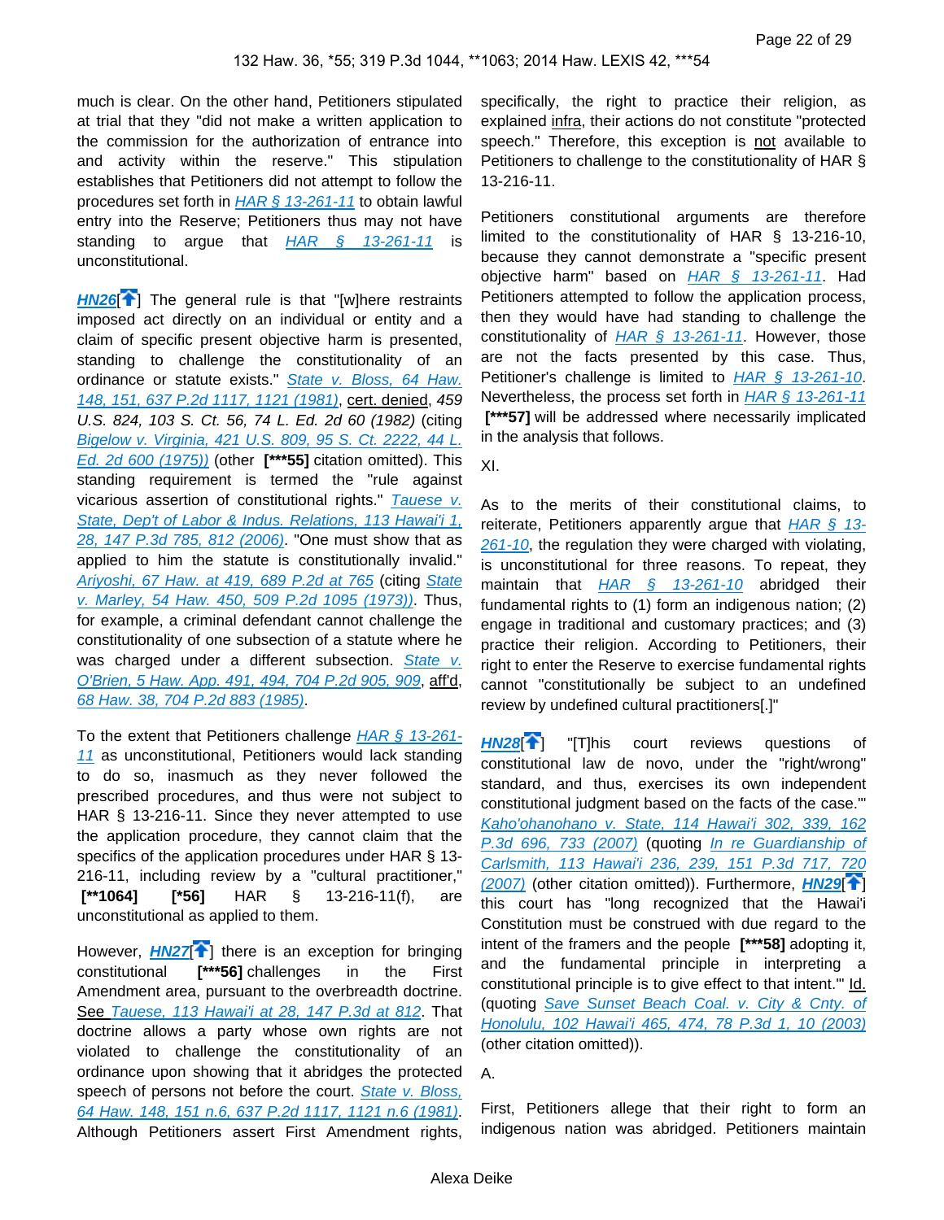much is clear. On the other hand, Petitioners stipulated at trial that they "did not make a written application to the commission for the authorization of entrance into and activity within the reserve." This stipulation establishes that Petitioners did not attempt to follow the procedures set forth in HAR § 13-261-11 to obtain lawful entry into the Reserve; Petitioners thus may not have standing to argue that HAR § 13-261-11 is unconstitutional.

**HN26**[] The general rule is that "[w]here restraints imposed act directly on an individual or entity and a claim of specific present objective harm is presented, standing to challenge the constitutionality of an ordinance or statute exists." State v. Bloss, 64 Haw. 148, 151, 637 P.2d 1117, 1121 (1981), cert. denied, *459 U.S. 824, 103 S. Ct. 56, 74 L. Ed. 2d 60 (1982)* (citing Bigelow v. Virginia, 421 U.S. 809, 95 S. Ct. 2222, 44 L. Ed. 2d 600 (1975)) (other **[***55]** citation omitted). This standing requirement is termed the "rule against vicarious assertion of constitutional rights." Tauese v. State, Dep't of Labor & Indus. Relations, 113 Hawai'i 1, 28, 147 P.3d 785, 812 (2006). "One must show that as applied to him the statute is constitutionally invalid." Ariyoshi, 67 Haw. at 419, 689 P.2d at 765 (citing State v. Marley, 54 Haw. 450, 509 P.2d 1095 (1973)). Thus, for example, a criminal defendant cannot challenge the constitutionality of one subsection of a statute where he was charged under a different subsection. State v. O'Brien, 5 Haw. App. 491, 494, 704 P.2d 905, 909, aff'd, 68 Haw. 38, 704 P.2d 883 (1985).

To the extent that Petitioners challenge HAR § 13-261-11 as unconstitutional, Petitioners would lack standing to do so, inasmuch as they never followed the prescribed procedures, and thus were not subject to HAR § 13-216-11. Since they never attempted to use the application procedure, they cannot claim that the specifics of the application procedures under HAR § 13-216-11, including review by a "cultural practitioner," **[**1064]** **[*56]** HAR § 13-216-11(f), are unconstitutional as applied to them.

However, **HN27**[] there is an exception for bringing constitutional **[***56]** challenges in the First Amendment area, pursuant to the overbreadth doctrine. See Tauese, 113 Hawai'i at 28, 147 P.3d at 812. That doctrine allows a party whose own rights are not violated to challenge the constitutionality of an ordinance upon showing that it abridges the protected speech of persons not before the court. State v. Bloss, 64 Haw. 148, 151 n.6, 637 P.2d 1117, 1121 n.6 (1981). Although Petitioners assert First Amendment rights, specifically, the right to practice their religion, as explained infra, their actions do not constitute "protected speech." Therefore, this exception is not available to Petitioners to challenge to the constitutionality of HAR § 13-216-11.

Petitioners constitutional arguments are therefore limited to the constitutionality of HAR § 13-216-10, because they cannot demonstrate a "specific present objective harm" based on HAR § 13-261-11. Had Petitioners attempted to follow the application process, then they would have had standing to challenge the constitutionality of HAR § 13-261-11. However, those are not the facts presented by this case. Thus, Petitioner's challenge is limited to HAR § 13-261-10. Nevertheless, the process set forth in HAR § 13-261-11 **[***57]** will be addressed where necessarily implicated in the analysis that follows.

XI.

As to the merits of their constitutional claims, to reiterate, Petitioners apparently argue that HAR § 13-261-10, the regulation they were charged with violating, is unconstitutional for three reasons. To repeat, they maintain that HAR § 13-261-10 abridged their fundamental rights to (1) form an indigenous nation; (2) engage in traditional and customary practices; and (3) practice their religion. According to Petitioners, their right to enter the Reserve to exercise fundamental rights cannot "constitutionally be subject to an undefined review by undefined cultural practitioners[.]"

**HN28**[] "[T]his court reviews questions of constitutional law de novo, under the "right/wrong" standard, and thus, exercises its own independent constitutional judgment based on the facts of the case.'" Kaho'ohanohano v. State, 114 Hawai'i 302, 339, 162 P.3d 696, 733 (2007) (quoting In re Guardianship of Carlsmith, 113 Hawai'i 236, 239, 151 P.3d 717, 720 (2007) (other citation omitted)). Furthermore, **HN29**[] this court has "long recognized that the Hawai'i Constitution must be construed with due regard to the intent of the framers and the people **[***58]** adopting it, and the fundamental principle in interpreting a constitutional principle is to give effect to that intent.'" Id. (quoting Save Sunset Beach Coal. v. City & Cnty. of Honolulu, 102 Hawai'i 465, 474, 78 P.3d 1, 10 (2003) (other citation omitted)).

A.

First, Petitioners allege that their right to form an indigenous nation was abridged. Petitioners maintain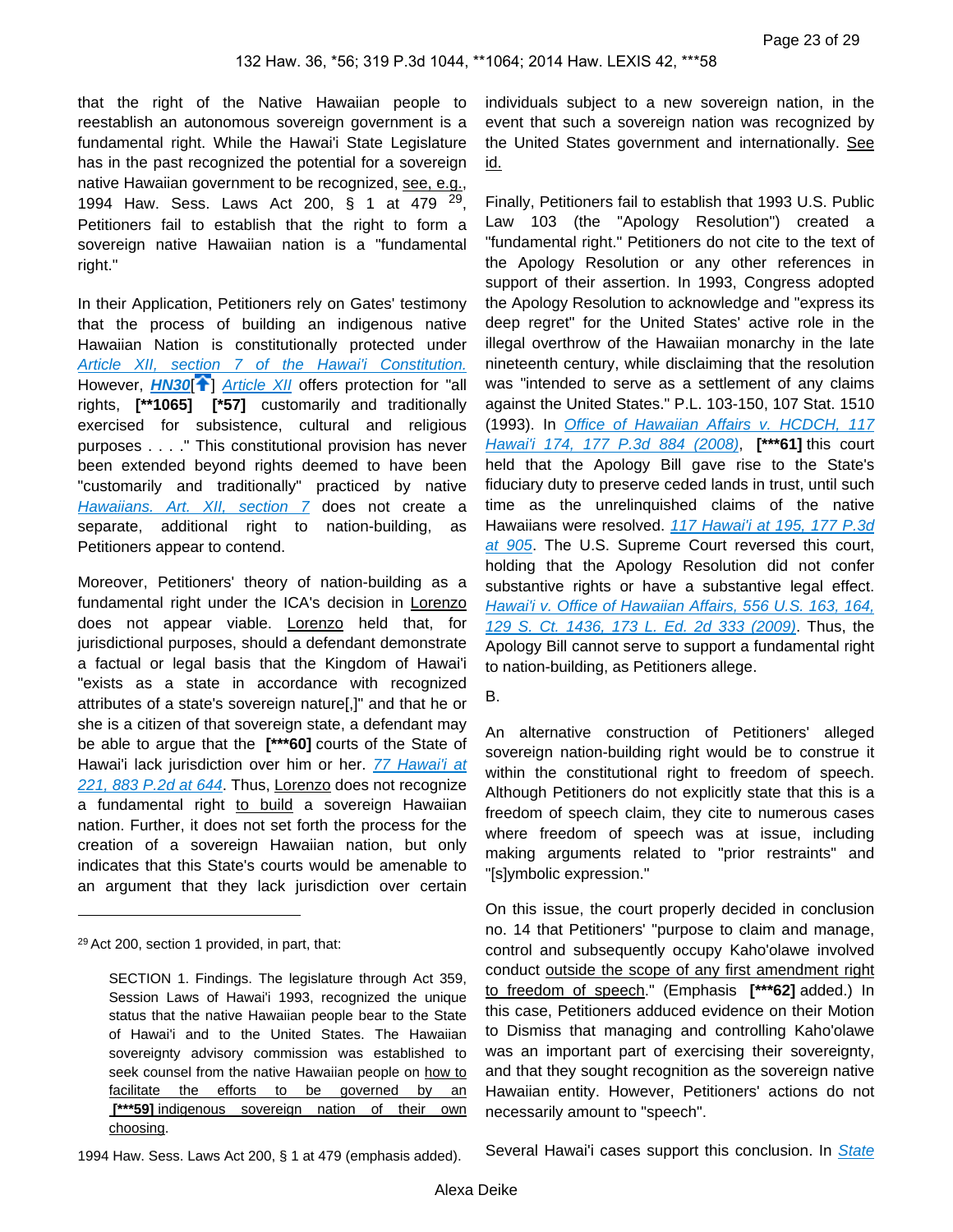that the right of the Native Hawaiian people to reestablish an autonomous sovereign government is a fundamental right. While the Hawai'i State Legislature has in the past recognized the potential for a sovereign native Hawaiian government to be recognized, see, e.g., 1994 Haw. Sess. Laws Act 200, § 1 at 479 [29], Petitioners fail to establish that the right to form a sovereign native Hawaiian nation is a "fundamental right."

In their Application, Petitioners rely on Gates' testimony that the process of building an indigenous native Hawaiian Nation is constitutionally protected under Article XII, section 7 of the Hawai'i Constitution. However, **HN30**[] Article XII offers protection for "all rights, **[**1065]** **[*57]** customarily and traditionally exercised for subsistence, cultural and religious purposes . . . ." This constitutional provision has never been extended beyond rights deemed to have been "customarily and traditionally" practiced by native Hawaiians. Art. XII, section 7 does not create a separate, additional right to nation-building, as Petitioners appear to contend.

Moreover, Petitioners' theory of nation-building as a fundamental right under the ICA's decision in Lorenzo does not appear viable. Lorenzo held that, for jurisdictional purposes, should a defendant demonstrate a factual or legal basis that the Kingdom of Hawai'i "exists as a state in accordance with recognized attributes of a state's sovereign nature[,]" and that he or she is a citizen of that sovereign state, a defendant may be able to argue that the **[***60]** courts of the State of Hawai'i lack jurisdiction over him or her. 77 Hawai'i at 221, 883 P.2d at 644. Thus, Lorenzo does not recognize a fundamental right to build a sovereign Hawaiian nation. Further, it does not set forth the process for the creation of a sovereign Hawaiian nation, but only indicates that this State's courts would be amenable to an argument that they lack jurisdiction over certain individuals subject to a new sovereign nation, in the event that such a sovereign nation was recognized by the United States government and internationally. See id.

Finally, Petitioners fail to establish that 1993 U.S. Public Law 103 (the "Apology Resolution") created a "fundamental right." Petitioners do not cite to the text of the Apology Resolution or any other references in support of their assertion. In 1993, Congress adopted the Apology Resolution to acknowledge and "express its deep regret" for the United States' active role in the illegal overthrow of the Hawaiian monarchy in the late nineteenth century, while disclaiming that the resolution was "intended to serve as a settlement of any claims against the United States." P.L. 103-150, 107 Stat. 1510 (1993). In Office of Hawaiian Affairs v. HCDCH, 117 Hawai'i 174, 177 P.3d 884 (2008), **[***61]** this court held that the Apology Bill gave rise to the State's fiduciary duty to preserve ceded lands in trust, until such time as the unrelinquished claims of the native Hawaiians were resolved. 117 Hawai'i at 195, 177 P.3d at 905. The U.S. Supreme Court reversed this court, holding that the Apology Resolution did not confer substantive rights or have a substantive legal effect. Hawai'i v. Office of Hawaiian Affairs, 556 U.S. 163, 164, 129 S. Ct. 1436, 173 L. Ed. 2d 333 (2009). Thus, the Apology Bill cannot serve to support a fundamental right to nation-building, as Petitioners allege.

B.

An alternative construction of Petitioners' alleged sovereign nation-building right would be to construe it within the constitutional right to freedom of speech. Although Petitioners do not explicitly state that this is a freedom of speech claim, they cite to numerous cases where freedom of speech was at issue, including making arguments related to "prior restraints" and "[s]ymbolic expression."

On this issue, the court properly decided in conclusion no. 14 that Petitioners' "purpose to claim and manage, control and subsequently occupy Kaho'olawe involved conduct outside the scope of any first amendment right to freedom of speech." (Emphasis **[***62]** added.) In this case, Petitioners adduced evidence on their Motion to Dismiss that managing and controlling Kaho'olawe was an important part of exercising their sovereignty, and that they sought recognition as the sovereign native Hawaiian entity. However, Petitioners' actions do not necessarily amount to "speech".

Several Hawai'i cases support this conclusion. In State

---

[29] Act 200, section 1 provided, in part, that:

> SECTION 1. Findings. The legislature through Act 359, Session Laws of Hawai'i 1993, recognized the unique status that the native Hawaiian people bear to the State of Hawai'i and to the United States. The Hawaiian sovereignty advisory commission was established to seek counsel from the native Hawaiian people on how to facilitate the efforts to be governed by an **[***59]** indigenous sovereign nation of their own choosing.

1994 Haw. Sess. Laws Act 200, § 1 at 479 (emphasis added).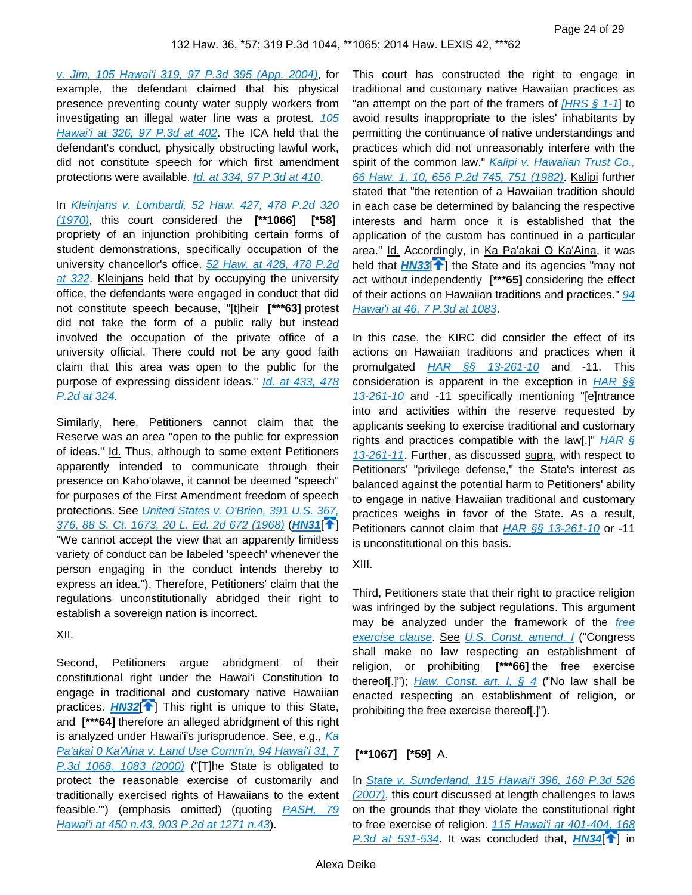v. Jim, 105 Hawai'i 319, 97 P.3d 395 (App. 2004), for example, the defendant claimed that his physical presence preventing county water supply workers from investigating an illegal water line was a protest. 105 Hawai'i at 326, 97 P.3d at 402. The ICA held that the defendant's conduct, physically obstructing lawful work, did not constitute speech for which first amendment protections were available. Id. at 334, 97 P.3d at 410.

In Kleinjans v. Lombardi, 52 Haw. 427, 478 P.2d 320 (1970), this court considered the **[**1066]** **[*58]** propriety of an injunction prohibiting certain forms of student demonstrations, specifically occupation of the university chancellor's office. 52 Haw. at 428, 478 P.2d at 322. Kleinjans held that by occupying the university office, the defendants were engaged in conduct that did not constitute speech because, "[t]heir **[***63]** protest did not take the form of a public rally but instead involved the occupation of the private office of a university official. There could not be any good faith claim that this area was open to the public for the purpose of expressing dissident ideas." Id. at 433, 478 P.2d at 324.

Similarly, here, Petitioners cannot claim that the Reserve was an area "open to the public for expression of ideas." Id. Thus, although to some extent Petitioners apparently intended to communicate through their presence on Kaho'olawe, it cannot be deemed "speech" for purposes of the First Amendment freedom of speech protections. See United States v. O'Brien, 391 U.S. 367, 376, 88 S. Ct. 1673, 20 L. Ed. 2d 672 (1968) (**HN31**) "We cannot accept the view that an apparently limitless variety of conduct can be labeled 'speech' whenever the person engaging in the conduct intends thereby to express an idea."). Therefore, Petitioners' claim that the regulations unconstitutionally abridged their right to establish a sovereign nation is incorrect.

XII.

Second, Petitioners argue abridgment of their constitutional right under the Hawai'i Constitution to engage in traditional and customary native Hawaiian practices. **HN32** This right is unique to this State, and **[***64]** therefore an alleged abridgment of this right is analyzed under Hawai'i's jurisprudence. See, e.g., Ka Pa'akai 0 Ka'Aina v. Land Use Comm'n, 94 Hawai'i 31, 7 P.3d 1068, 1083 (2000) ("[T]he State is obligated to protect the reasonable exercise of customarily and traditionally exercised rights of Hawaiians to the extent feasible.'") (emphasis omitted) (quoting PASH, 79 Hawai'i at 450 n.43, 903 P.2d at 1271 n.43).

This court has constructed the right to engage in traditional and customary native Hawaiian practices as "an attempt on the part of the framers of [HRS § 1-1] to avoid results inappropriate to the isles' inhabitants by permitting the continuance of native understandings and practices which did not unreasonably interfere with the spirit of the common law." Kalipi v. Hawaiian Trust Co., 66 Haw. 1, 10, 656 P.2d 745, 751 (1982). Kalipi further stated that "the retention of a Hawaiian tradition should in each case be determined by balancing the respective interests and harm once it is established that the application of the custom has continued in a particular area." Id. Accordingly, in Ka Pa'akai O Ka'Aina, it was held that **HN33** the State and its agencies "may not act without independently **[***65]** considering the effect of their actions on Hawaiian traditions and practices." 94 Hawai'i at 46, 7 P.3d at 1083.

In this case, the KIRC did consider the effect of its actions on Hawaiian traditions and practices when it promulgated HAR §§ 13-261-10 and -11. This consideration is apparent in the exception in HAR §§ 13-261-10 and -11 specifically mentioning "[e]ntrance into and activities within the reserve requested by applicants seeking to exercise traditional and customary rights and practices compatible with the law[.]" HAR § 13-261-11. Further, as discussed supra, with respect to Petitioners' "privilege defense," the State's interest as balanced against the potential harm to Petitioners' ability to engage in native Hawaiian traditional and customary practices weighs in favor of the State. As a result, Petitioners cannot claim that HAR §§ 13-261-10 or -11 is unconstitutional on this basis.

XIII.

Third, Petitioners state that their right to practice religion was infringed by the subject regulations. This argument may be analyzed under the framework of the free exercise clause. See U.S. Const. amend. I ("Congress shall make no law respecting an establishment of religion, or prohibiting **[***66]** the free exercise thereof[.]"); Haw. Const. art. I, § 4 ("No law shall be enacted respecting an establishment of religion, or prohibiting the free exercise thereof[.]").

**[**1067]** **[*59]** A.

In State v. Sunderland, 115 Hawai'i 396, 168 P.3d 526 (2007), this court discussed at length challenges to laws on the grounds that they violate the constitutional right to free exercise of religion. 115 Hawai'i at 401-404, 168 P.3d at 531-534. It was concluded that, **HN34** in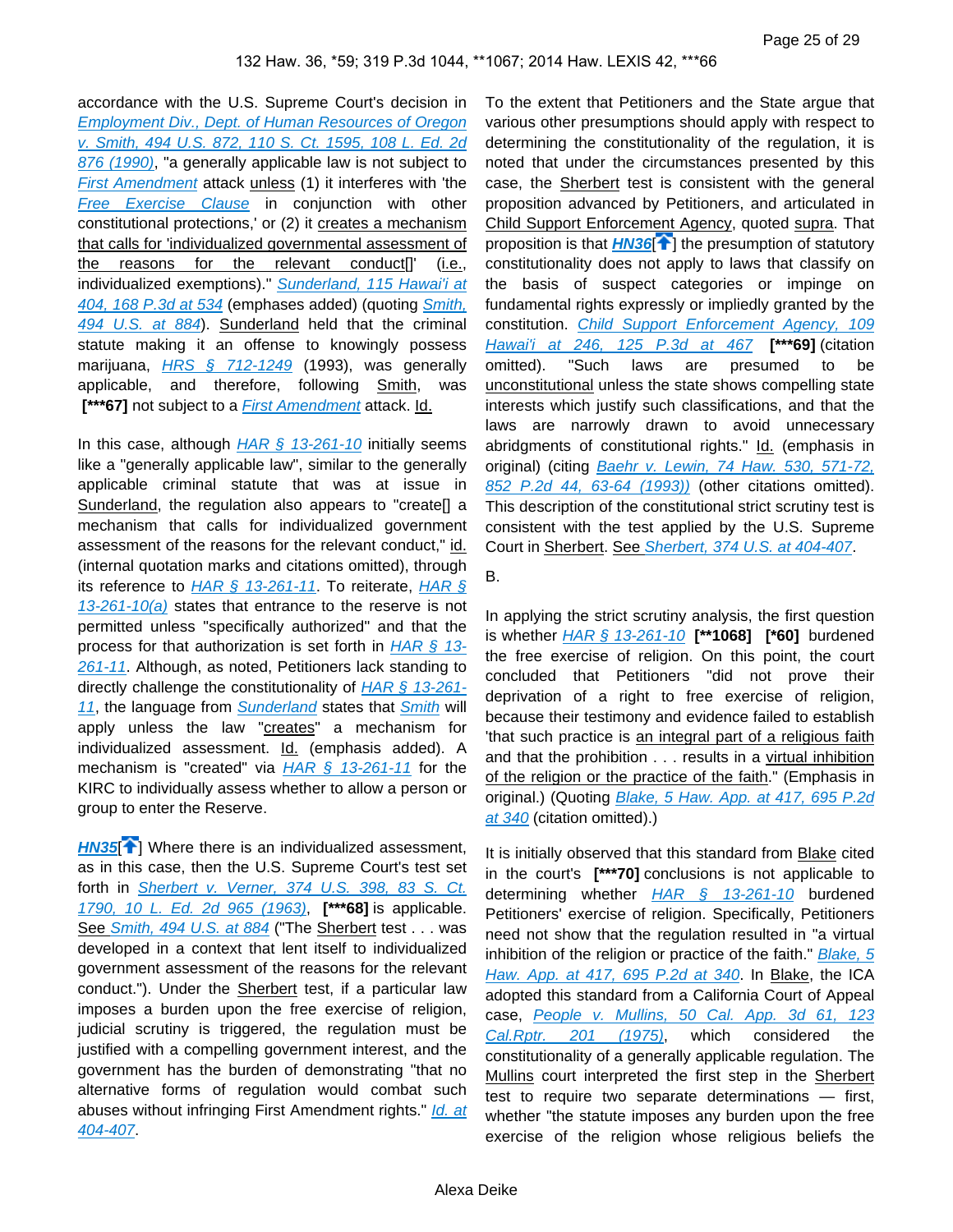accordance with the U.S. Supreme Court's decision in *Employment Div., Dept. of Human Resources of Oregon v. Smith, 494 U.S. 872, 110 S. Ct. 1595, 108 L. Ed. 2d 876 (1990)*, "a generally applicable law is not subject to *First Amendment* attack unless (1) it interferes with 'the *Free Exercise Clause* in conjunction with other constitutional protections,' or (2) it creates a mechanism that calls for 'individualized governmental assessment of the reasons for the relevant conduct[]' (i.e., individualized exemptions)." *Sunderland, 115 Hawai'i at 404, 168 P.3d at 534* (emphases added) (quoting *Smith, 494 U.S. at 884*). Sunderland held that the criminal statute making it an offense to knowingly possess marijuana, *HRS § 712-1249* (1993), was generally applicable, and therefore, following Smith, was **[\*\*\*67]** not subject to a *First Amendment* attack. Id.

In this case, although *HAR § 13-261-10* initially seems like a "generally applicable law", similar to the generally applicable criminal statute that was at issue in Sunderland, the regulation also appears to "create[] a mechanism that calls for individualized government assessment of the reasons for the relevant conduct," id. (internal quotation marks and citations omitted), through its reference to *HAR § 13-261-11*. To reiterate, *HAR § 13-261-10(a)* states that entrance to the reserve is not permitted unless "specifically authorized" and that the process for that authorization is set forth in *HAR § 13-261-11*. Although, as noted, Petitioners lack standing to directly challenge the constitutionality of *HAR § 13-261-11*, the language from *Sunderland* states that *Smith* will apply unless the law "creates" a mechanism for individualized assessment. Id. (emphasis added). A mechanism is "created" via *HAR § 13-261-11* for the KIRC to individually assess whether to allow a person or group to enter the Reserve.

***HN35***[] Where there is an individualized assessment, as in this case, then the U.S. Supreme Court's test set forth in *Sherbert v. Verner, 374 U.S. 398, 83 S. Ct. 1790, 10 L. Ed. 2d 965 (1963)*, **[\*\*\*68]** is applicable. See *Smith, 494 U.S. at 884* ("The Sherbert test . . . was developed in a context that lent itself to individualized government assessment of the reasons for the relevant conduct."). Under the Sherbert test, if a particular law imposes a burden upon the free exercise of religion, judicial scrutiny is triggered, the regulation must be justified with a compelling government interest, and the government has the burden of demonstrating "that no alternative forms of regulation would combat such abuses without infringing First Amendment rights." *Id. at 404-407*.

To the extent that Petitioners and the State argue that various other presumptions should apply with respect to determining the constitutionality of the regulation, it is noted that under the circumstances presented by this case, the Sherbert test is consistent with the general proposition advanced by Petitioners, and articulated in Child Support Enforcement Agency, quoted supra. That proposition is that ***HN36***[] the presumption of statutory constitutionality does not apply to laws that classify on the basis of suspect categories or impinge on fundamental rights expressly or impliedly granted by the constitution. *Child Support Enforcement Agency, 109 Hawai'i at 246, 125 P.3d at 467* **[\*\*\*69]** (citation omitted). "Such laws are presumed to be unconstitutional unless the state shows compelling state interests which justify such classifications, and that the laws are narrowly drawn to avoid unnecessary abridgments of constitutional rights." Id. (emphasis in original) (citing *Baehr v. Lewin, 74 Haw. 530, 571-72, 852 P.2d 44, 63-64 (1993)*) (other citations omitted). This description of the constitutional strict scrutiny test is consistent with the test applied by the U.S. Supreme Court in Sherbert. See *Sherbert, 374 U.S. at 404-407*.

B.

In applying the strict scrutiny analysis, the first question is whether *HAR § 13-261-10* **[\*\*1068]** **[\*60]** burdened the free exercise of religion. On this point, the court concluded that Petitioners "did not prove their deprivation of a right to free exercise of religion, because their testimony and evidence failed to establish 'that such practice is an integral part of a religious faith and that the prohibition . . . results in a virtual inhibition of the religion or the practice of the faith." (Emphasis in original.) (Quoting *Blake, 5 Haw. App. at 417, 695 P.2d at 340* (citation omitted).)

It is initially observed that this standard from Blake cited in the court's **[\*\*\*70]** conclusions is not applicable to determining whether *HAR § 13-261-10* burdened Petitioners' exercise of religion. Specifically, Petitioners need not show that the regulation resulted in "a virtual inhibition of the religion or practice of the faith." *Blake, 5 Haw. App. at 417, 695 P.2d at 340*. In Blake, the ICA adopted this standard from a California Court of Appeal case, *People v. Mullins, 50 Cal. App. 3d 61, 123 Cal.Rptr. 201 (1975)*, which considered the constitutionality of a generally applicable regulation. The Mullins court interpreted the first step in the Sherbert test to require two separate determinations — first, whether "the statute imposes any burden upon the free exercise of the religion whose religious beliefs the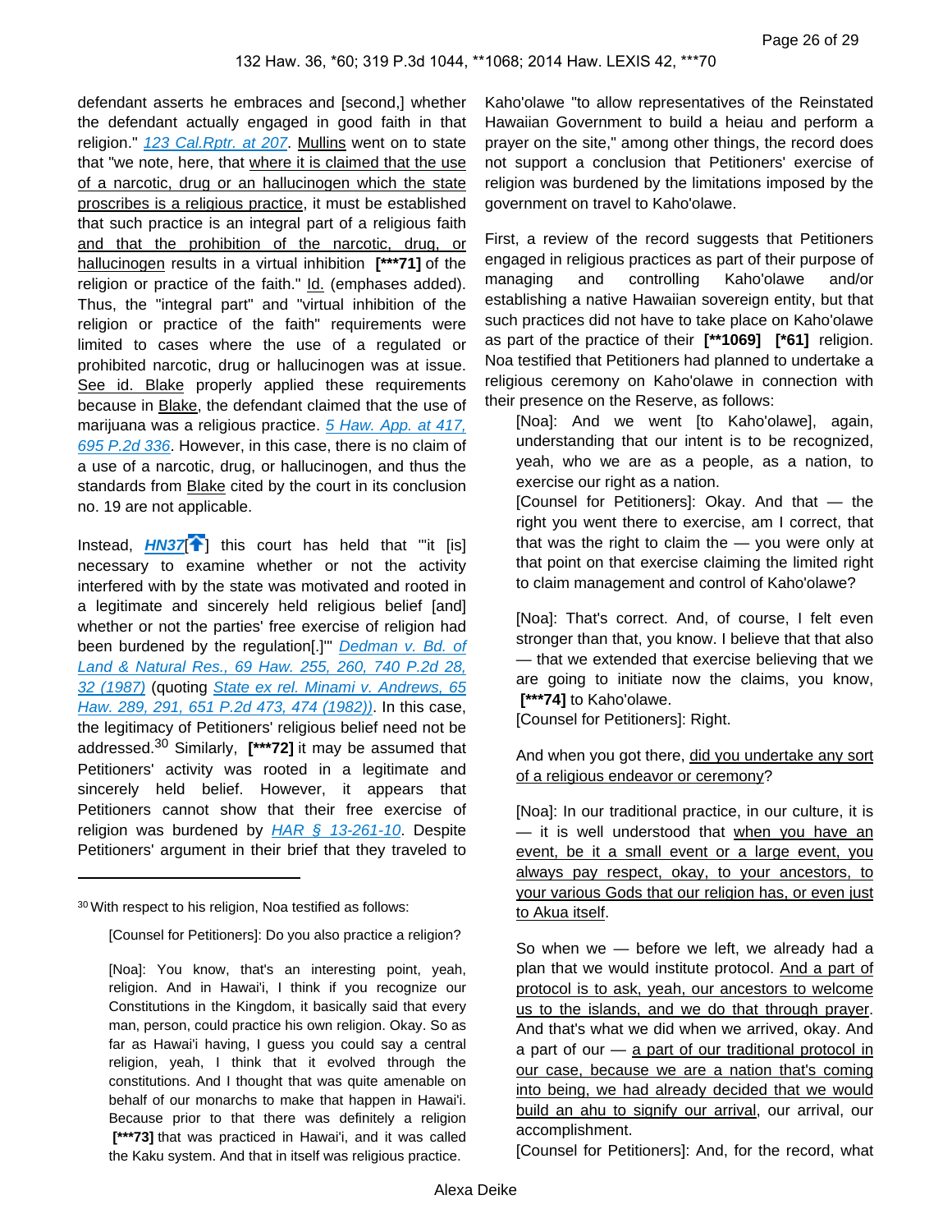defendant asserts he embraces and [second,] whether the defendant actually engaged in good faith in that religion." *123 Cal.Rptr. at 207*. Mullins went on to state that "we note, here, that where it is claimed that the use of a narcotic, drug or an hallucinogen which the state proscribes is a religious practice, it must be established that such practice is an integral part of a religious faith and that the prohibition of the narcotic, drug, or hallucinogen results in a virtual inhibition **[***71]** of the religion or practice of the faith." Id. (emphases added). Thus, the "integral part" and "virtual inhibition of the religion or practice of the faith" requirements were limited to cases where the use of a regulated or prohibited narcotic, drug or hallucinogen was at issue. See id. Blake properly applied these requirements because in Blake, the defendant claimed that the use of marijuana was a religious practice. *5 Haw. App. at 417, 695 P.2d 336*. However, in this case, there is no claim of a use of a narcotic, drug, or hallucinogen, and thus the standards from Blake cited by the court in its conclusion no. 19 are not applicable.

Instead, ***HN37***[] this court has held that "'it [is] necessary to examine whether or not the activity interfered with by the state was motivated and rooted in a legitimate and sincerely held religious belief [and] whether or not the parties' free exercise of religion had been burdened by the regulation[.]'" *Dedman v. Bd. of Land & Natural Res., 69 Haw. 255, 260, 740 P.2d 28, 32 (1987)* (quoting *State ex rel. Minami v. Andrews, 65 Haw. 289, 291, 651 P.2d 473, 474 (1982))*. In this case, the legitimacy of Petitioners' religious belief need not be addressed.[30] Similarly, **[***72]** it may be assumed that Petitioners' activity was rooted in a legitimate and sincerely held belief. However, it appears that Petitioners cannot show that their free exercise of religion was burdened by *HAR § 13-261-10*. Despite Petitioners' argument in their brief that they traveled to Kaho'olawe "to allow representatives of the Reinstated Hawaiian Government to build a heiau and perform a prayer on the site," among other things, the record does not support a conclusion that Petitioners' exercise of religion was burdened by the limitations imposed by the government on travel to Kaho'olawe.

First, a review of the record suggests that Petitioners engaged in religious practices as part of their purpose of managing and controlling Kaho'olawe and/or establishing a native Hawaiian sovereign entity, but that such practices did not have to take place on Kaho'olawe as part of the practice of their **[**1069]** **[*61]** religion. Noa testified that Petitioners had planned to undertake a religious ceremony on Kaho'olawe in connection with their presence on the Reserve, as follows:

> [Noa]: And we went [to Kaho'olawe], again, understanding that our intent is to be recognized, yeah, who we are as a people, as a nation, to exercise our right as a nation.
>
> [Counsel for Petitioners]: Okay. And that — the right you went there to exercise, am I correct, that that was the right to claim the — you were only at that point on that exercise claiming the limited right to claim management and control of Kaho'olawe?
>
> [Noa]: That's correct. And, of course, I felt even stronger than that, you know. I believe that that also — that we extended that exercise believing that we are going to initiate now the claims, you know, **[***74]** to Kaho'olawe.
>
> [Counsel for Petitioners]: Right.
>
> And when you got there, did you undertake any sort of a religious endeavor or ceremony?
>
> [Noa]: In our traditional practice, in our culture, it is — it is well understood that when you have an event, be it a small event or a large event, you always pay respect, okay, to your ancestors, to your various Gods that our religion has, or even just to Akua itself.
>
> So when we — before we left, we already had a plan that we would institute protocol. And a part of protocol is to ask, yeah, our ancestors to welcome us to the islands, and we do that through prayer. And that's what we did when we arrived, okay. And a part of our — a part of our traditional protocol in our case, because we are a nation that's coming into being, we had already decided that we would build an ahu to signify our arrival, our arrival, our accomplishment.
>
> [Counsel for Petitioners]: And, for the record, what

---

[30] With respect to his religion, Noa testified as follows:

> [Counsel for Petitioners]: Do you also practice a religion?
>
> [Noa]: You know, that's an interesting point, yeah, religion. And in Hawai'i, I think if you recognize our Constitutions in the Kingdom, it basically said that every man, person, could practice his own religion. Okay. So as far as Hawai'i having, I guess you could say a central religion, yeah, I think that it evolved through the constitutions. And I thought that was quite amenable on behalf of our monarchs to make that happen in Hawai'i. Because prior to that there was definitely a religion **[***73]** that was practiced in Hawai'i, and it was called the Kaku system. And that in itself was religious practice.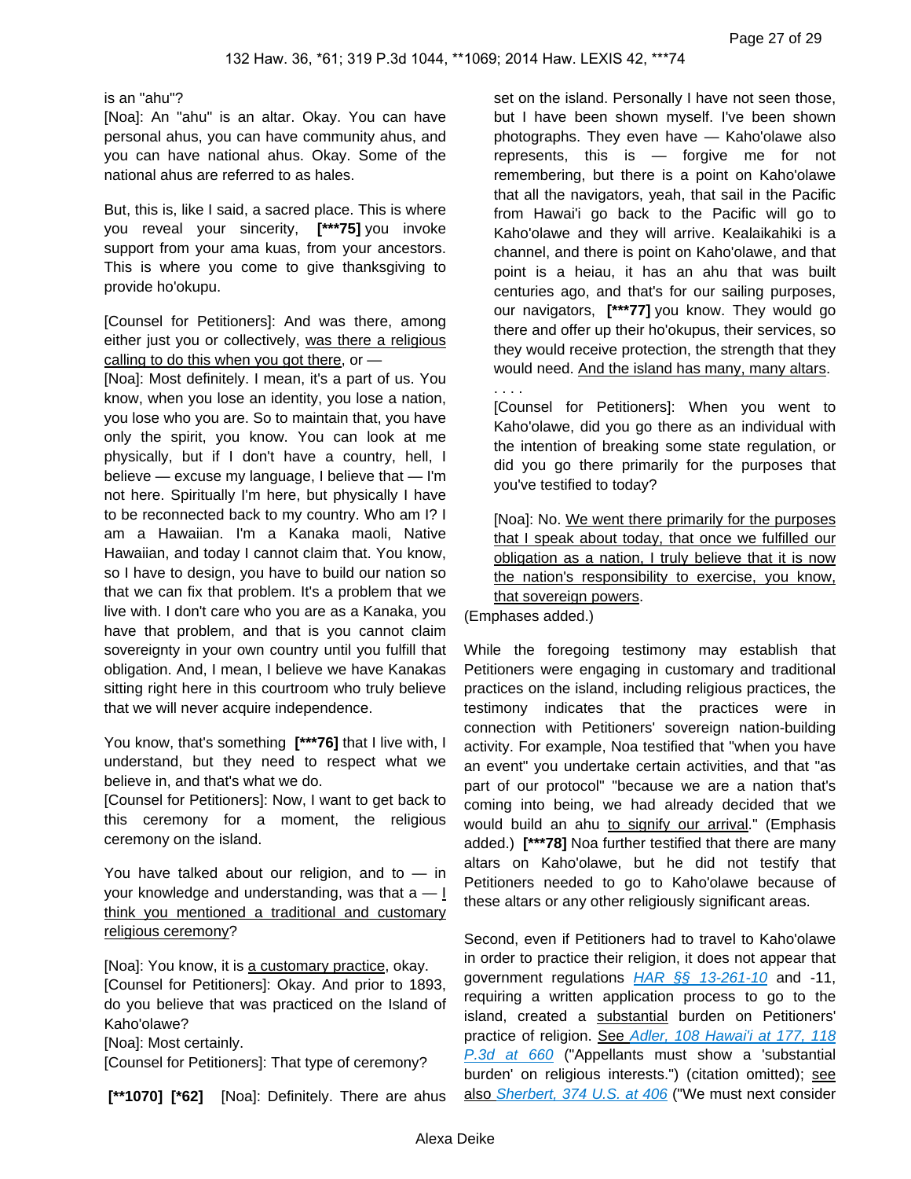is an "ahu"?

[Noa]: An "ahu" is an altar. Okay. You can have personal ahus, you can have community ahus, and you can have national ahus. Okay. Some of the national ahus are referred to as hales.

But, this is, like I said, a sacred place. This is where you reveal your sincerity, **[***75]** you invoke support from your ama kuas, from your ancestors. This is where you come to give thanksgiving to provide ho'okupu.

[Counsel for Petitioners]: And was there, among either just you or collectively, <u>was there a religious calling to do this when you got there</u>, or —

[Noa]: Most definitely. I mean, it's a part of us. You know, when you lose an identity, you lose a nation, you lose who you are. So to maintain that, you have only the spirit, you know. You can look at me physically, but if I don't have a country, hell, I believe — excuse my language, I believe that — I'm not here. Spiritually I'm here, but physically I have to be reconnected back to my country. Who am I? I am a Hawaiian. I'm a Kanaka maoli, Native Hawaiian, and today I cannot claim that. You know, so I have to design, you have to build our nation so that we can fix that problem. It's a problem that we live with. I don't care who you are as a Kanaka, you have that problem, and that is you cannot claim sovereignty in your own country until you fulfill that obligation. And, I mean, I believe we have Kanakas sitting right here in this courtroom who truly believe that we will never acquire independence.

You know, that's something **[***76]** that I live with, I understand, but they need to respect what we believe in, and that's what we do.

[Counsel for Petitioners]: Now, I want to get back to this ceremony for a moment, the religious ceremony on the island.

You have talked about our religion, and to — in your knowledge and understanding, was that a — <u>I think you mentioned a traditional and customary religious ceremony</u>?

[Noa]: You know, it is <u>a customary practice</u>, okay.

[Counsel for Petitioners]: Okay. And prior to 1893, do you believe that was practiced on the Island of Kaho'olawe?

[Noa]: Most certainly.

[Counsel for Petitioners]: That type of ceremony?

**[**1070] [*62]** [Noa]: Definitely. There are ahus set on the island. Personally I have not seen those, but I have been shown myself. I've been shown photographs. They even have — Kaho'olawe also represents, this is — forgive me for not remembering, but there is a point on Kaho'olawe that all the navigators, yeah, that sail in the Pacific from Hawai'i go back to the Pacific will go to Kaho'olawe and they will arrive. Kealaikahiki is a channel, and there is point on Kaho'olawe, and that point is a heiau, it has an ahu that was built centuries ago, and that's for our sailing purposes, our navigators, **[***77]** you know. They would go there and offer up their ho'okupus, their services, so they would receive protection, the strength that they would need. <u>And the island has many, many altars</u>.

. . . .

[Counsel for Petitioners]: When you went to Kaho'olawe, did you go there as an individual with the intention of breaking some state regulation, or did you go there primarily for the purposes that you've testified to today?

[Noa]: No. <u>We went there primarily for the purposes that I speak about today, that once we fulfilled our obligation as a nation, I truly believe that it is now the nation's responsibility to exercise, you know, that sovereign powers</u>.

(Emphases added.)

While the foregoing testimony may establish that Petitioners were engaging in customary and traditional practices on the island, including religious practices, the testimony indicates that the practices were in connection with Petitioners' sovereign nation-building activity. For example, Noa testified that "when you have an event" you undertake certain activities, and that "as part of our protocol" "because we are a nation that's coming into being, we had already decided that we would build an ahu <u>to signify our arrival</u>." (Emphasis added.) **[***78]** Noa further testified that there are many altars on Kaho'olawe, but he did not testify that Petitioners needed to go to Kaho'olawe because of these altars or any other religiously significant areas.

Second, even if Petitioners had to travel to Kaho'olawe in order to practice their religion, it does not appear that government regulations *HAR §§ 13-261-10* and -11, requiring a written application process to go to the island, created a <u>substantial</u> burden on Petitioners' practice of religion. <u>See</u> *Adler, 108 Hawai'i at 177, 118 P.3d at 660* ("Appellants must show a 'substantial burden' on religious interests.") (citation omitted); <u>see also</u> *Sherbert, 374 U.S. at 406* ("We must next consider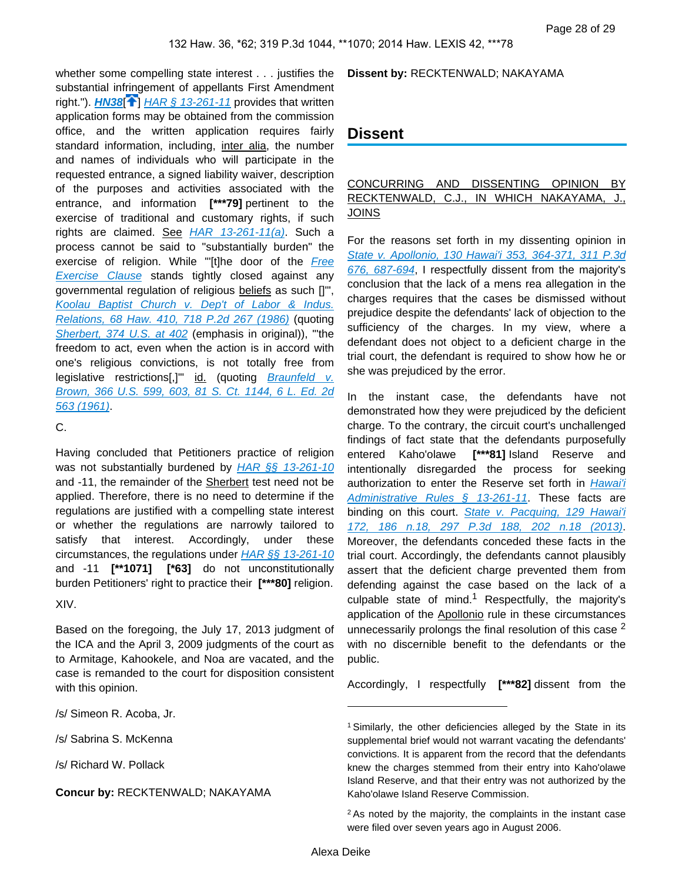whether some compelling state interest . . . justifies the substantial infringement of appellants First Amendment right."). **HN38**[] HAR § 13-261-11 provides that written application forms may be obtained from the commission office, and the written application requires fairly standard information, including, inter alia, the number and names of individuals who will participate in the requested entrance, a signed liability waiver, description of the purposes and activities associated with the entrance, and information **[***79]** pertinent to the exercise of traditional and customary rights, if such rights are claimed. See HAR 13-261-11(a). Such a process cannot be said to "substantially burden" the exercise of religion. While "'[t]he door of the Free Exercise Clause stands tightly closed against any governmental regulation of religious beliefs as such []'", Koolau Baptist Church v. Dep't of Labor & Indus. Relations, 68 Haw. 410, 718 P.2d 267 (1986) (quoting Sherbert, 374 U.S. at 402 (emphasis in original)), "'the freedom to act, even when the action is in accord with one's religious convictions, is not totally free from legislative restrictions[,]'" id. (quoting Braunfeld v. Brown, 366 U.S. 599, 603, 81 S. Ct. 1144, 6 L. Ed. 2d 563 (1961).

C.

Having concluded that Petitioners practice of religion was not substantially burdened by HAR §§ 13-261-10 and -11, the remainder of the Sherbert test need not be applied. Therefore, there is no need to determine if the regulations are justified with a compelling state interest or whether the regulations are narrowly tailored to satisfy that interest. Accordingly, under these circumstances, the regulations under HAR §§ 13-261-10 and -11 **[**1071]** **[*63]** do not unconstitutionally burden Petitioners' right to practice their **[***80]** religion.

XIV.

Based on the foregoing, the July 17, 2013 judgment of the ICA and the April 3, 2009 judgments of the court as to Armitage, Kahookele, and Noa are vacated, and the case is remanded to the court for disposition consistent with this opinion.

/s/ Simeon R. Acoba, Jr.

/s/ Sabrina S. McKenna

/s/ Richard W. Pollack

**Concur by:** RECKTENWALD; NAKAYAMA

**Dissent by:** RECKTENWALD; NAKAYAMA

## Dissent

CONCURRING AND DISSENTING OPINION BY RECKTENWALD, C.J., IN WHICH NAKAYAMA, J., JOINS

For the reasons set forth in my dissenting opinion in State v. Apollonio, 130 Hawai'i 353, 364-371, 311 P.3d 676, 687-694, I respectfully dissent from the majority's conclusion that the lack of a mens rea allegation in the charges requires that the cases be dismissed without prejudice despite the defendants' lack of objection to the sufficiency of the charges. In my view, where a defendant does not object to a deficient charge in the trial court, the defendant is required to show how he or she was prejudiced by the error.

In the instant case, the defendants have not demonstrated how they were prejudiced by the deficient charge. To the contrary, the circuit court's unchallenged findings of fact state that the defendants purposefully entered Kaho'olawe **[***81]** Island Reserve and intentionally disregarded the process for seeking authorization to enter the Reserve set forth in Hawai'i Administrative Rules § 13-261-11. These facts are binding on this court. State v. Pacquing, 129 Hawai'i 172, 186 n.18, 297 P.3d 188, 202 n.18 (2013). Moreover, the defendants conceded these facts in the trial court. Accordingly, the defendants cannot plausibly assert that the deficient charge prevented them from defending against the case based on the lack of a culpable state of mind.[1] Respectfully, the majority's application of the Apollonio rule in these circumstances unnecessarily prolongs the final resolution of this case [2] with no discernible benefit to the defendants or the public.

Accordingly, I respectfully **[***82]** dissent from the

---

[1] Similarly, the other deficiencies alleged by the State in its supplemental brief would not warrant vacating the defendants' convictions. It is apparent from the record that the defendants knew the charges stemmed from their entry into Kaho'olawe Island Reserve, and that their entry was not authorized by the Kaho'olawe Island Reserve Commission.

[2] As noted by the majority, the complaints in the instant case were filed over seven years ago in August 2006.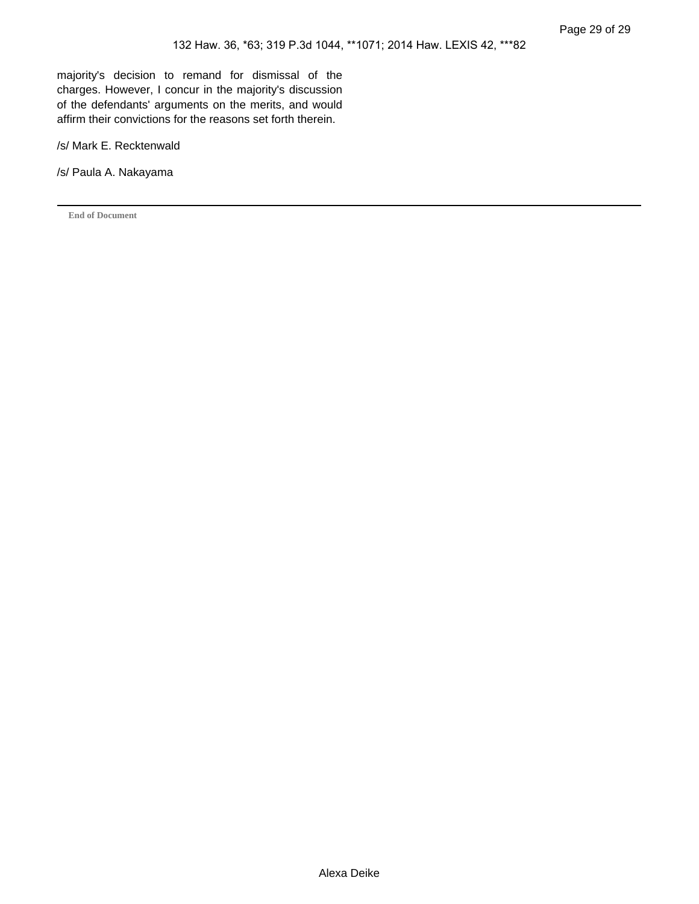majority's decision to remand for dismissal of the charges. However, I concur in the majority's discussion of the defendants' arguments on the merits, and would affirm their convictions for the reasons set forth therein.

/s/ Mark E. Recktenwald

/s/ Paula A. Nakayama

---

**End of Document**